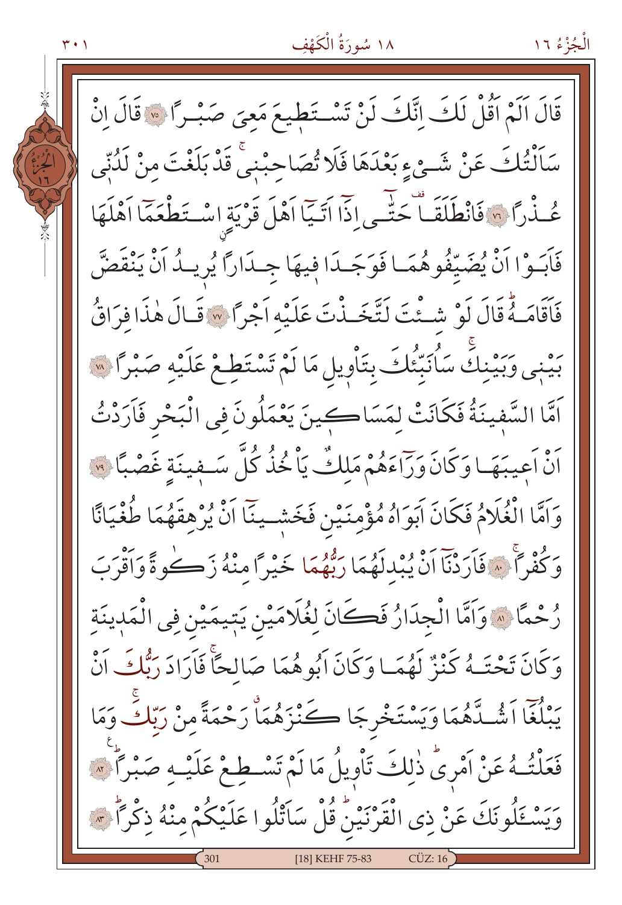قَالَ اَلَمْ اَقُلْ لَكَ اِنَّكَ لَنْ تَسْتَطِيعَ مَعِيَ صَبْرًا ﴿٧٥﴾ قَالَ اِنْ سَاَلْتُكَ عَنْ شَيْءٍ بَعْدَهَا فَلَا تُصَاحِبْنِي قَدْ بَلَغْتَ مِنْ لَدُنِّي عُذْرًا ﴿٧٦﴾ فَانْطَلَقَا حَتّٰى اِذَا اَتَيَا اَهْلَ قَرْيَةٍ اسْتَطْعَمَا اَهْلَهَا فَاَبَوْا اَنْ يُضَيِّفُوهُمَا فَوَجَدَا فِيهَا جِدَارًا يُرِيدُ اَنْ يَنْقَضَّ فَاَقَامَهُ قَالَ لَوْ شِئْتَ لَتَّخَذْتَ عَلَيْهِ اَجْرًا ﴿٧٧﴾ قَالَ هٰذَا فِرَاقُ بَيْنِي وَبَيْنِكَ سَاُنَبِّئُكَ بِتَاْوِيلِ مَا لَمْ تَسْتَطِعْ عَلَيْهِ صَبْرًا ﴿٧٨﴾ اَمَّا السَّفِينَةُ فَكَانَتْ لِمَسَاكِينَ يَعْمَلُونَ فِي الْبَحْرِ فَاَرَدْتُ اَنْ اَعِيبَهَا وَكَانَ وَرَاءَهُمْ مَلِكٌ يَاْخُذُ كُلَّ سَفِينَةٍ غَصْبًا ﴿٧٩﴾ وَاَمَّا الْغُلَامُ فَكَانَ اَبَوَاهُ مُؤْمِنَيْنِ فَخَشِينَا اَنْ يُرْهِقَهُمَا طُغْيَانًا وَكُفْرًا ﴿٨٠﴾ فَاَرَدْنَا اَنْ يُبْدِلَهُمَا رَبُّهُمَا خَيْرًا مِنْهُ زَكٰوةً وَاَقْرَبَ رُحْمًا ﴿٨١﴾ وَاَمَّا الْجِدَارُ فَكَانَ لِغُلَامَيْنِ يَتِيمَيْنِ فِي الْمَدِينَةِ وَكَانَ تَحْتَهُ كَنْزٌ لَهُمَا وَكَانَ اَبُوهُمَا صَالِحًا فَاَرَادَ رَبُّكَ اَنْ يَبْلُغَا اَشُدَّهُمَا وَيَسْتَخْرِجَا كَنْزَهُمَا رَحْمَةً مِنْ رَبِّكَ وَمَا فَعَلْتُهُ عَنْ اَمْرِي ذٰلِكَ تَاْوِيلُ مَا لَمْ تَسْطِعْ عَلَيْهِ صَبْرًا ﴿٨٢﴾ وَيَسْـَٔلُونَكَ عَنْ ذِي الْقَرْنَيْنِ قُلْ سَاَتْلُوا عَلَيْكُمْ مِنْهُ ذِكْرًا ﴿٨٣﴾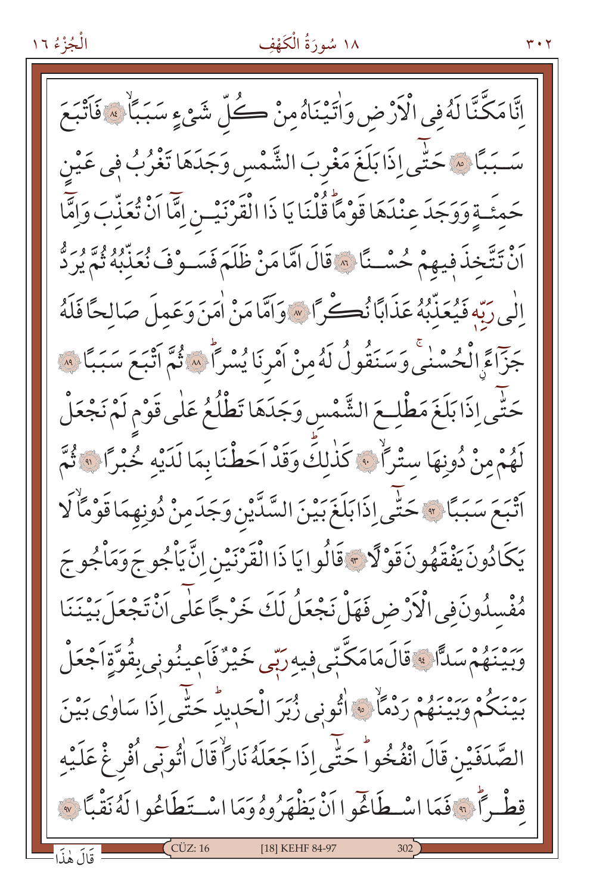اِنَّا مَكَّنَّا لَهُ فِى الْاَرْضِ وَاٰتَيْنَاهُ مِنْ كُلِّ شَيْءٍ سَبَبًاۙ ﴿٨٤﴾ فَاَتْبَعَ
سَبَبًا ﴿٨٥﴾ حَتّٰٓى اِذَا بَلَغَ مَغْرِبَ الشَّمْسِ وَجَدَهَا تَغْرُبُ فِى عَيْنٍ
حَمِئَةٍ وَوَجَدَ عِنْدَهَا قَوْمًاۜ قُلْنَا يَا ذَا الْقَرْنَيْنِ اِمَّٓا اَنْ تُعَذِّبَ وَاِمَّٓا
اَنْ تَتَّخِذَ فِيهِمْ حُسْنًا ﴿٨٦﴾ قَالَ اَمَّا مَنْ ظَلَمَ فَسَوْفَ نُعَذِّبُهُ ثُمَّ يُرَدُّ
اِلٰى رَبِّه۪ فَيُعَذِّبُهُ عَذَابًا نُكْرًا ﴿٨٧﴾ وَاَمَّا مَنْ اٰمَنَ وَعَمِلَ صَالِحًا فَلَهُ
جَزَٓاءًۨ الْحُسْنٰىۚ وَسَنَقُولُ لَهُ مِنْ اَمْرِنَا يُسْرًاۜ ﴿٨٨﴾ ثُمَّ اَتْبَعَ سَبَبًا ﴿٨٩﴾
حَتّٰٓى اِذَا بَلَغَ مَطْلِعَ الشَّمْسِ وَجَدَهَا تَطْلُعُ عَلٰى قَوْمٍ لَمْ نَجْعَلْ
لَهُمْ مِنْ دُونِهَا سِتْرًاۙ ﴿٩٠﴾ كَذٰلِكَۜ وَقَدْ اَحَطْنَا بِمَا لَدَيْهِ خُبْرًا ﴿٩١﴾ ثُمَّ
اَتْبَعَ سَبَبًا ﴿٩٢﴾ حَتّٰٓى اِذَا بَلَغَ بَيْنَ السَّدَّيْنِ وَجَدَ مِنْ دُونِهِمَا قَوْمًاۙ لَا
يَكَادُونَ يَفْقَهُونَ قَوْلًا ﴿٩٣﴾ قَالُوا يَا ذَا الْقَرْنَيْنِ اِنَّ يَاْجُوجَ وَمَاْجُوجَ
مُفْسِدُونَ فِى الْاَرْضِ فَهَلْ نَجْعَلُ لَكَ خَرْجًا عَلٰٓى اَنْ تَجْعَلَ بَيْنَنَا
وَبَيْنَهُمْ سَدًّا ﴿٩٤﴾ قَالَ مَا مَكَّنّ۪ى فِيهِ رَبّ۪ى خَيْرٌ فَاَعِينُونِى بِقُوَّةٍ اَجْعَلْ
بَيْنَكُمْ وَبَيْنَهُمْ رَدْمًاۙ ﴿٩٥﴾ اٰتُونِى زُبَرَ الْحَد۪يدِۜ حَتّٰٓى اِذَا سَاوٰى بَيْنَ
الصَّدَفَيْنِ قَالَ انْفُخُواۜ حَتّٰٓى اِذَا جَعَلَهُ نَارًاۙ قَالَ اٰتُونِٓى اُفْرِغْ عَلَيْهِ
قِطْرًاۜ ﴿٩٦﴾ فَمَا اسْطَاعُٓوا اَنْ يَظْهَرُوهُ وَمَا اسْتَطَاعُوا لَهُ نَقْبًا ﴿٩٧﴾

قَالَ هٰذَا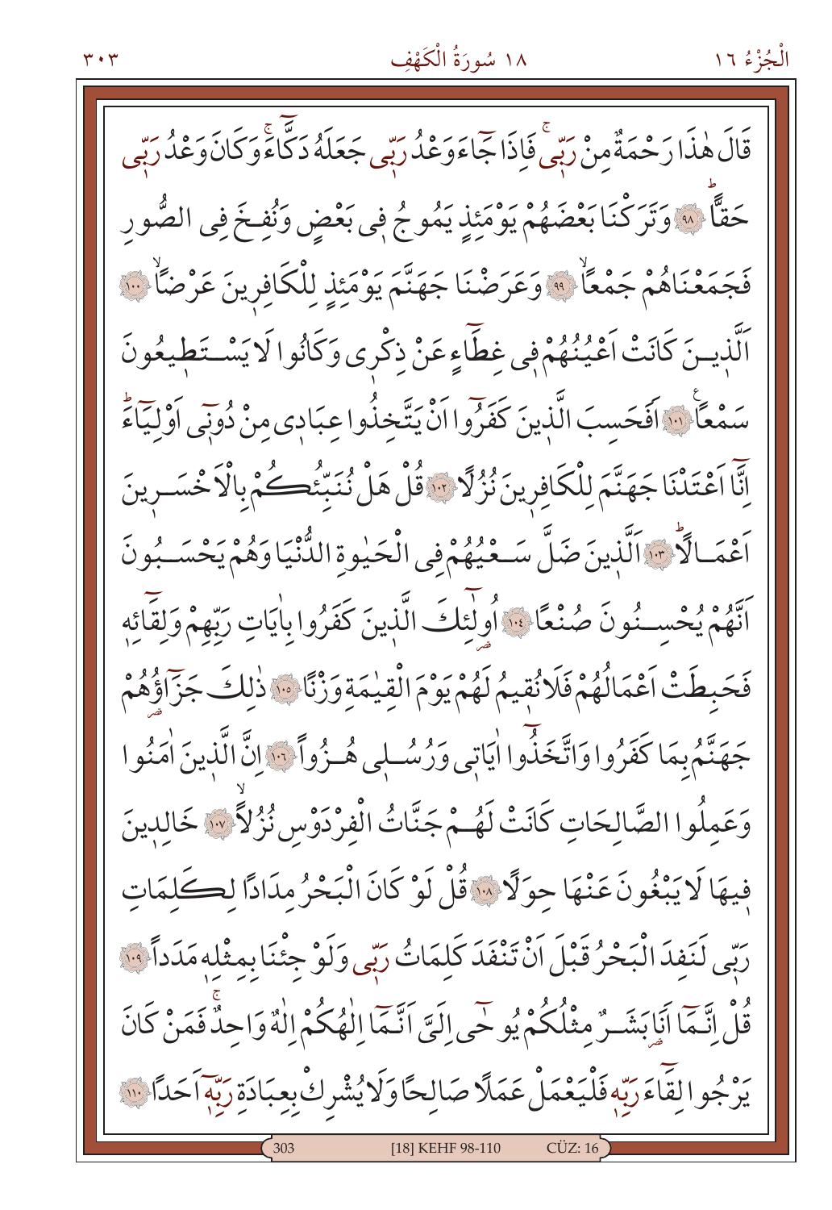قَالَ هٰذَا رَحْمَةٌ مِنْ رَبّٖيۚ فَاِذَا جَٓاءَ وَعْدُ رَبّٖي جَعَلَهُ دَكَّٓاءَۚ وَكَانَ وَعْدُ رَبّٖي حَقًّاۜ ﴿٩٨﴾ وَتَرَكْنَا بَعْضَهُمْ يَوْمَئِذٍ يَمُوجُ فٖي بَعْضٍ وَنُفِخَ فِي الصُّورِ فَجَمَعْنَاهُمْ جَمْعًاۙ ﴿٩٩﴾ وَعَرَضْنَا جَهَنَّمَ يَوْمَئِذٍ لِلْكَافِرٖينَ عَرْضًاۙ ﴿١٠٠﴾ اَلَّذٖينَ كَانَتْ اَعْيُنُهُمْ فٖي غِطَٓاءٍ عَنْ ذِكْرٖي وَكَانُوا لَا يَسْتَطٖيعُونَ سَمْعًاۚ ﴿١٠١﴾ اَفَحَسِبَ الَّذٖينَ كَفَرُٓوا اَنْ يَتَّخِذُوا عِبَادٖي مِنْ دُونٖٓي اَوْلِيَٓاءَۜ اِنَّٓا اَعْتَدْنَا جَهَنَّمَ لِلْكَافِرٖينَ نُزُلًا ﴿١٠٢﴾ قُلْ هَلْ نُنَبِّئُكُمْ بِالْاَخْسَرٖينَ اَعْمَالًاۜ ﴿١٠٣﴾ اَلَّذٖينَ ضَلَّ سَعْيُهُمْ فِي الْحَيٰوةِ الدُّنْيَا وَهُمْ يَحْسَبُونَ اَنَّهُمْ يُحْسِنُونَ صُنْعًا ﴿١٠٤﴾ اُولٰٓئِكَ الَّذٖينَ كَفَرُوا بِاٰيَاتِ رَبِّهِمْ وَلِقَٓائِهٖ فَحَبِطَتْ اَعْمَالُهُمْ فَلَا نُقٖيمُ لَهُمْ يَوْمَ الْقِيٰمَةِ وَزْنًا ﴿١٠٥﴾ ذٰلِكَ جَزَٓاؤُهُمْ جَهَنَّمُ بِمَا كَفَرُوا وَاتَّخَذُٓوا اٰيَاتٖي وَرُسُلٖي هُزُوًا ﴿١٠٦﴾ اِنَّ الَّذٖينَ اٰمَنُوا وَعَمِلُوا الصَّالِحَاتِ كَانَتْ لَهُمْ جَنَّاتُ الْفِرْدَوْسِ نُزُلًاۙ ﴿١٠٧﴾ خَالِدٖينَ فٖيهَا لَا يَبْغُونَ عَنْهَا حِوَلًا ﴿١٠٨﴾ قُلْ لَوْ كَانَ الْبَحْرُ مِدَادًا لِكَلِمَاتِ رَبّٖي لَنَفِدَ الْبَحْرُ قَبْلَ اَنْ تَنْفَدَ كَلِمَاتُ رَبّٖي وَلَوْ جِئْنَا بِمِثْلِهٖ مَدَدًا ﴿١٠٩﴾ قُلْ اِنَّمَٓا اَنَا بَشَرٌ مِثْلُكُمْ يُوحٰٓى اِلَيَّ اَنَّمَٓا اِلٰهُكُمْ اِلٰهٌ وَاحِدٌۚ فَمَنْ كَانَ يَرْجُوا لِقَٓاءَ رَبِّهٖ فَلْيَعْمَلْ عَمَلًا صَالِحًا وَلَا يُشْرِكْ بِعِبَادَةِ رَبِّهٖٓ اَحَدًا ﴿١١٠﴾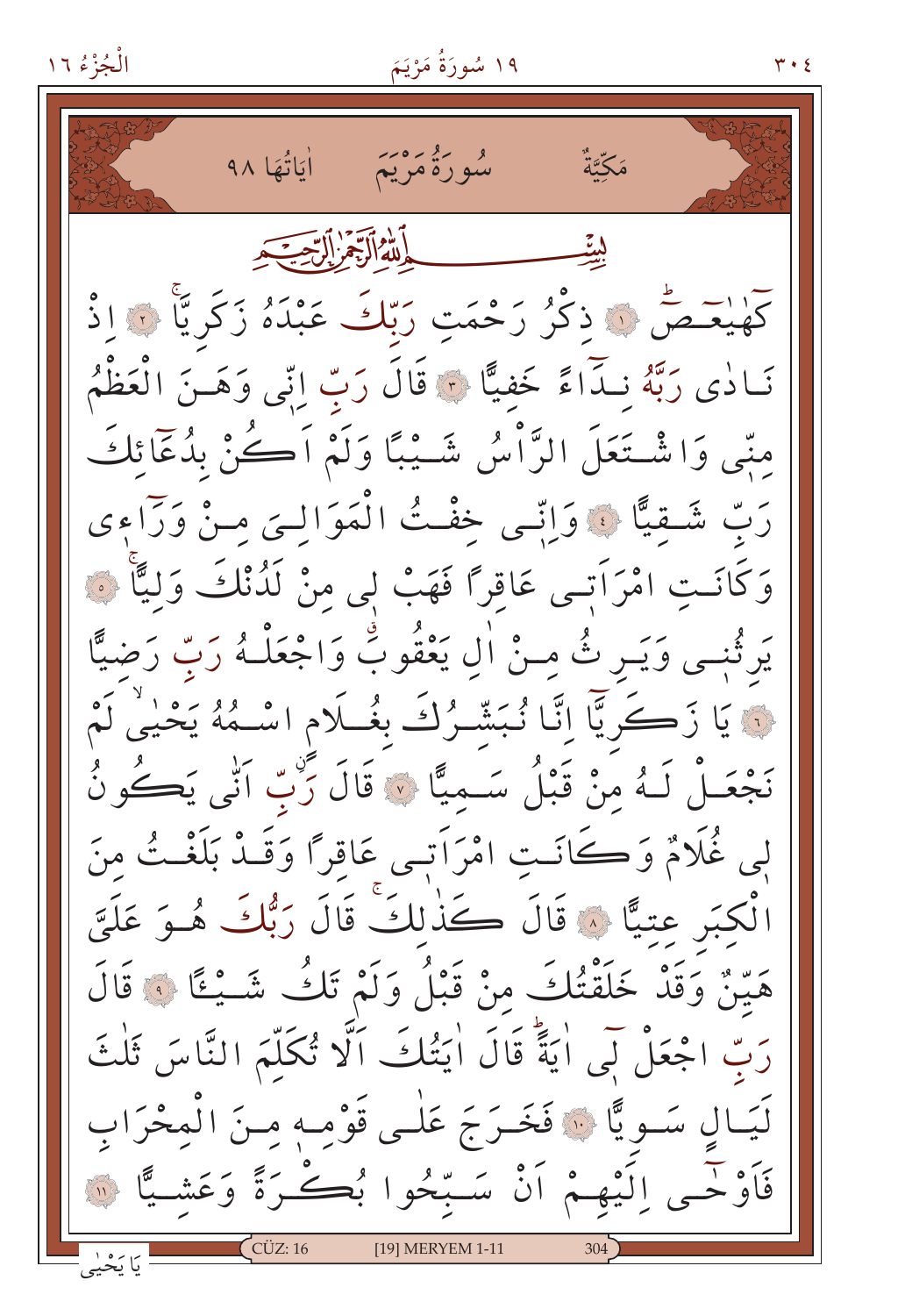مَكِّيَّةٌ سُورَةُ مَرْيَمَ اٰيَاتُهَا ٩٨

بِسْمِ اللّٰهِ الرَّحْمٰنِ الرَّح۪يمِ

كٓهٰيٰعٓصٓ ۚ ﴿١﴾ ذِكْرُ رَحْمَتِ رَبِّكَ عَبْدَهُ زَكَرِيَّاۚ ﴿٢﴾ اِذْ نَادٰى رَبَّهُ نِدَٓاءً خَفِيًّا ﴿٣﴾ قَالَ رَبِّ اِنّ۪ي وَهَنَ الْعَظْمُ مِنّ۪ي وَاشْتَعَلَ الرَّأْسُ شَيْبًا وَلَمْ اَكُنْ بِدُعَٓائِكَ رَبِّ شَقِيًّا ﴿٤﴾ وَاِنّ۪ي خِفْتُ الْمَوَالِيَ مِنْ وَرَٓاء۪ي وَكَانَتِ امْرَاَت۪ي عَاقِرًا فَهَبْ ل۪ي مِنْ لَدُنْكَ وَلِيًّاۙ ﴿٥﴾ يَرِثُن۪ي وَيَرِثُ مِنْ اٰلِ يَعْقُوبَۗ وَاجْعَلْهُ رَبِّ رَضِيًّا ﴿٦﴾ يَا زَكَرِيَّٓا اِنَّا نُبَشِّرُكَ بِغُلَامٍ اسْمُهُ يَحْيٰىۙ لَمْ نَجْعَلْ لَهُ مِنْ قَبْلُ سَمِيًّا ﴿٧﴾ قَالَ رَبِّ اَنّٰى يَكُونُ ل۪ي غُلَامٌ وَكَانَتِ امْرَاَت۪ي عَاقِرًا وَقَدْ بَلَغْتُ مِنَ الْكِبَرِ عِتِيًّا ﴿٨﴾ قَالَ كَذٰلِكَۚ قَالَ رَبُّكَ هُوَ عَلَيَّ هَيِّنٌ وَقَدْ خَلَقْتُكَ مِنْ قَبْلُ وَلَمْ تَكُ شَيْـًٔا ﴿٩﴾ قَالَ رَبِّ اجْعَلْ ل۪ٓي اٰيَةًۜ قَالَ اٰيَتُكَ اَلَّا تُكَلِّمَ النَّاسَ ثَلٰثَ لَيَالٍ سَوِيًّا ﴿١٠﴾ فَخَرَجَ عَلٰى قَوْمِه۪ مِنَ الْمِحْرَابِ فَاَوْحٰٓى اِلَيْهِمْ اَنْ سَبِّحُوا بُكْرَةً وَعَشِيًّا ﴿١١﴾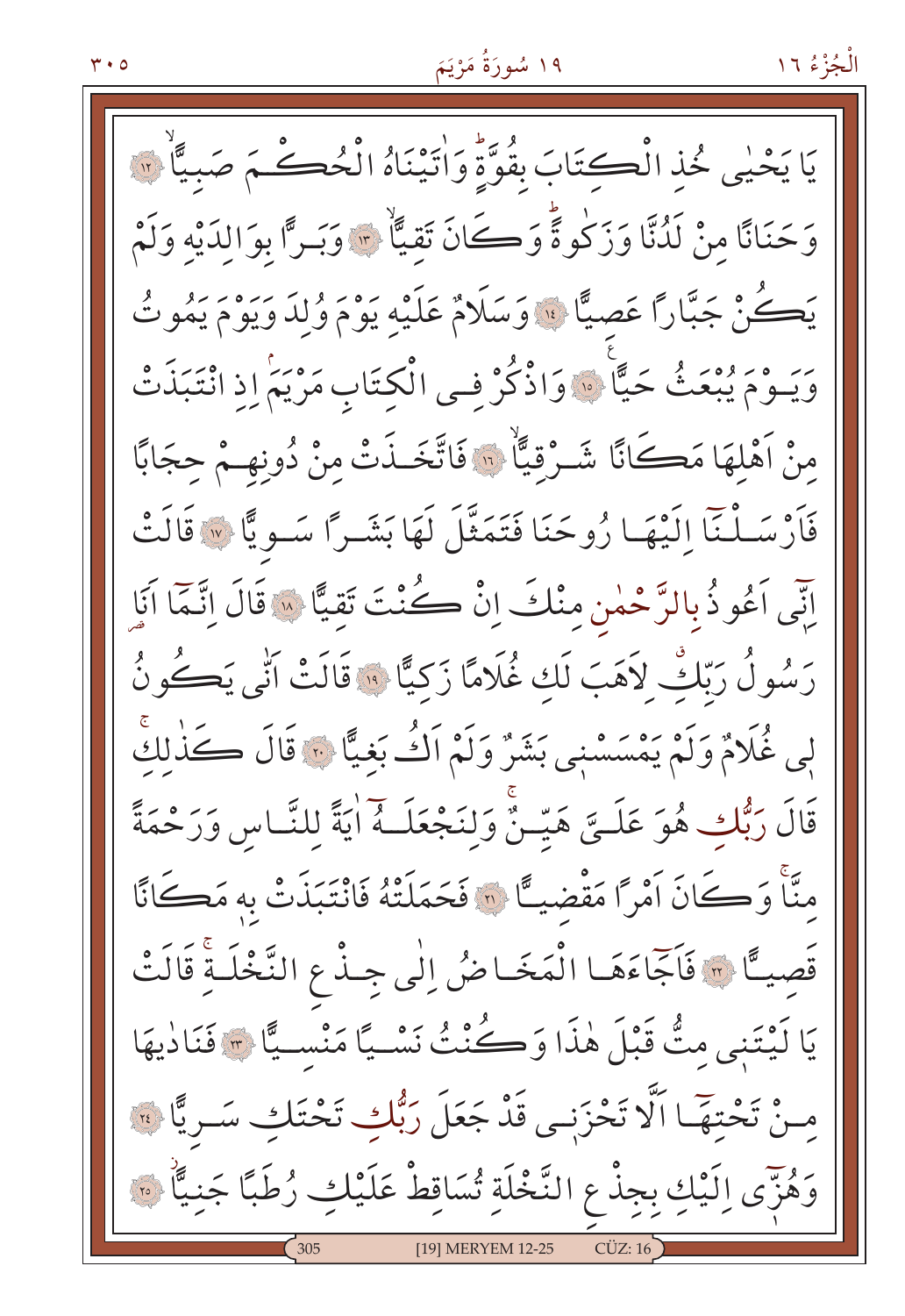يَا يَحْيٰى خُذِ الْكِتَابَ بِقُوَّةٍۜ وَاٰتَيْنَاهُ الْحُكْمَ صَبِيًّاۙ ﴿١٢﴾
وَحَنَانًا مِنْ لَدُنَّا وَزَكٰوةًۜ وَكَانَ تَقِيًّاۙ ﴿١٣﴾ وَبَرًّا بِوَالِدَيْهِ وَلَمْ
يَكُنْ جَبَّارًا عَصِيًّا ﴿١٤﴾ وَسَلَامٌ عَلَيْهِ يَوْمَ وُلِدَ وَيَوْمَ يَمُوتُ
وَيَوْمَ يُبْعَثُ حَيًّا ﴿١٥﴾ وَاذْكُرْ فِي الْكِتَابِ مَرْيَمَۢ اِذِ انْتَبَذَتْ
مِنْ اَهْلِهَا مَكَانًا شَرْقِيًّاۙ ﴿١٦﴾ فَاتَّخَذَتْ مِنْ دُونِهِمْ حِجَابًا
فَاَرْسَلْنَٓا اِلَيْهَا رُوحَنَا فَتَمَثَّلَ لَهَا بَشَرًا سَوِيًّا ﴿١٧﴾ قَالَتْ
اِنّ۪ٓي اَعُوذُ بِالرَّحْمٰنِ مِنْكَ اِنْ كُنْتَ تَقِيًّا ﴿١٨﴾ قَالَ اِنَّمَٓا اَنَا
رَسُولُ رَبِّكِۗ لِاَهَبَ لَكِ غُلَامًا زَكِيًّا ﴿١٩﴾ قَالَتْ اَنّٰى يَكُونُ
لِي غُلَامٌ وَلَمْ يَمْسَسْنِي بَشَرٌ وَلَمْ اَكُ بَغِيًّا ﴿٢٠﴾ قَالَ كَذٰلِكِۚ
قَالَ رَبُّكِ هُوَ عَلَيَّ هَيِّنٌۚ وَلِنَجْعَلَهُٓ اٰيَةً لِلنَّاسِ وَرَحْمَةً
مِنَّاۚ وَكَانَ اَمْرًا مَقْضِيًّا ﴿٢١﴾ فَحَمَلَتْهُ فَانْتَبَذَتْ بِه۪ مَكَانًا
قَصِيًّا ﴿٢٢﴾ فَاَجَٓاءَهَا الْمَخَاضُ اِلٰى جِذْعِ النَّخْلَةِۚ قَالَتْ
يَا لَيْتَنِي مِتُّ قَبْلَ هٰذَا وَكُنْتُ نَسْيًا مَنْسِيًّا ﴿٢٣﴾ فَنَادٰيهَا
مِنْ تَحْتِهَٓا اَلَّا تَحْزَن۪ي قَدْ جَعَلَ رَبُّكِ تَحْتَكِ سَرِيًّا ﴿٢٤﴾
وَهُزّ۪ٓي اِلَيْكِ بِجِذْعِ النَّخْلَةِ تُسَاقِطْ عَلَيْكِ رُطَبًا جَنِيًّاۘ ﴿٢٥﴾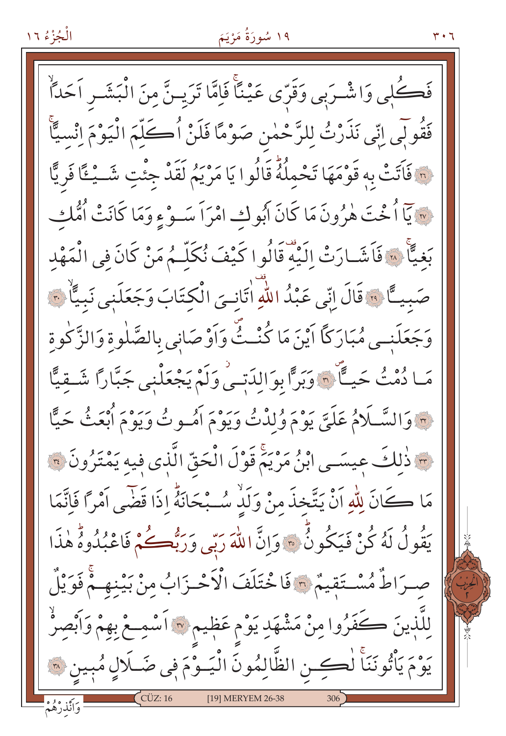فَكُلٖي وَاشْرَبٖي وَقَرّٖي عَيْنًاۚ فَاِمَّا تَرَيِنَّ مِنَ الْبَشَرِ اَحَدًاۙ فَقُوٖلٖٓي اِنّٖي نَذَرْتُ لِلرَّحْمٰنِ صَوْمًا فَلَنْ اُكَلِّمَ الْيَوْمَ اِنْسِيًّاۚ ﴿٢٦﴾ فَاَتَتْ بِهٖ قَوْمَهَا تَحْمِلُهُۜ قَالُوا يَا مَرْيَمُ لَقَدْ جِئْتِ شَيْـًٔا فَرِيًّا ﴿٢٧﴾ يَٓا اُخْتَ هٰرُونَ مَا كَانَ اَبُوكِ امْرَاَ سَوْءٍ وَمَا كَانَتْ اُمُّكِ بَغِيًّاۚ ﴿٢٨﴾ فَاَشَارَتْ اِلَيْهِۜ قَالُوا كَيْفَ نُكَلِّمُ مَنْ كَانَ فِي الْمَهْدِ صَبِيًّا ﴿٢٩﴾ قَالَ اِنّٖي عَبْدُ اللّٰهِۜ اٰتٰينِيَ الْكِتَابَ وَجَعَلَنٖي نَبِيًّاۙ ﴿٣٠﴾ وَجَعَلَنٖي مُبَارَكًا اَيْنَ مَا كُنْتُۖ وَاَوْصَانٖي بِالصَّلٰوةِ وَالزَّكٰوةِ مَا دُمْتُ حَيًّاۖ ﴿٣١﴾ وَبَرًّا بِوَالِدَتٖيۘ وَلَمْ يَجْعَلْنٖي جَبَّارًا شَقِيًّا ﴿٣٢﴾ وَالسَّلَامُ عَلَيَّ يَوْمَ وُلِدْتُ وَيَوْمَ اَمُوتُ وَيَوْمَ اُبْعَثُ حَيًّا ﴿٣٣﴾ ذٰلِكَ عٖيسَى ابْنُ مَرْيَمَۚ قَوْلَ الْحَقِّ الَّذٖي فٖيهِ يَمْتَرُونَ ﴿٣٤﴾ مَا كَانَ لِلّٰهِ اَنْ يَتَّخِذَ مِنْ وَلَدٍۙ سُبْحَانَهُۜ اِذَا قَضٰٓى اَمْرًا فَاِنَّمَا يَقُولُ لَهُ كُنْ فَيَكُونُۜ ﴿٣٥﴾ وَاِنَّ اللّٰهَ رَبّٖي وَرَبُّكُمْ فَاعْبُدُوهُۜ هٰذَا صِرَاطٌ مُسْتَقٖيمٌ ﴿٣٦﴾ فَاخْتَلَفَ الْاَحْزَابُ مِنْ بَيْنِهِمْۚ فَوَيْلٌ لِلَّذٖينَ كَفَرُوا مِنْ مَشْهَدِ يَوْمٍ عَظٖيمٍ ﴿٣٧﴾ اَسْمِعْ بِهِمْ وَاَبْصِرْۙ يَوْمَ يَأْتُونَنَاۚ لٰكِنِ الظَّالِمُونَ الْيَوْمَ فٖي ضَلَالٍ مُبٖينٍ ﴿٣٨﴾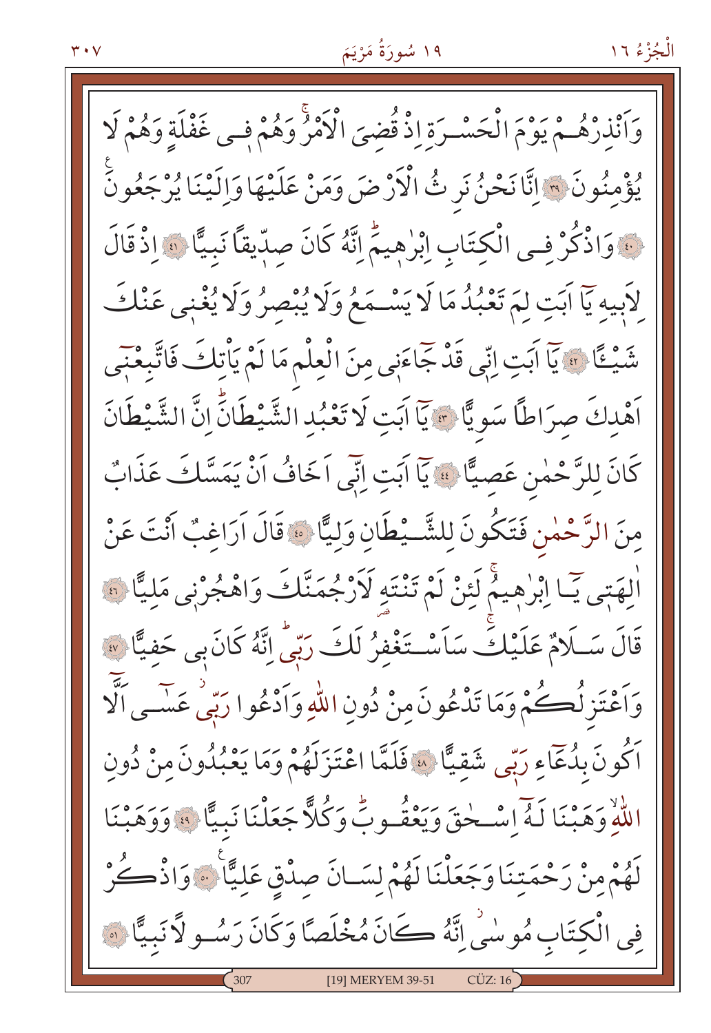وَاَنْذِرْهُمْ يَوْمَ الْحَسْرَةِ اِذْ قُضِيَ الْاَمْرُۘ وَهُمْ فٖي غَفْلَةٍ وَهُمْ لَا يُؤْمِنُونَ ﴿٣٩﴾ اِنَّا نَحْنُ نَرِثُ الْاَرْضَ وَمَنْ عَلَيْهَا وَاِلَيْنَا يُرْجَعُونَ ﴿٤٠﴾ وَاذْكُرْ فِي الْكِتَابِ اِبْرٰهٖيمَۜ اِنَّهُ كَانَ صِدّٖيقًا نَبِيًّا ﴿٤١﴾ اِذْ قَالَ لِاَبٖيهِ يَٓا اَبَتِ لِمَ تَعْبُدُ مَا لَا يَسْمَعُ وَلَا يُبْصِرُ وَلَا يُغْنٖي عَنْكَ شَيْـًٔا ﴿٤٢﴾ يَٓا اَبَتِ اِنّٖي قَدْ جَٓاءَنٖي مِنَ الْعِلْمِ مَا لَمْ يَأْتِكَ فَاتَّبِعْنٖٓي اَهْدِكَ صِرَاطًا سَوِيًّا ﴿٤٣﴾ يَٓا اَبَتِ لَا تَعْبُدِ الشَّيْطَانَۜ اِنَّ الشَّيْطَانَ كَانَ لِلرَّحْمٰنِ عَصِيًّا ﴿٤٤﴾ يَٓا اَبَتِ اِنّٖٓي اَخَافُ اَنْ يَمَسَّكَ عَذَابٌ مِنَ الرَّحْمٰنِ فَتَكُونَ لِلشَّيْطَانِ وَلِيًّا ﴿٤٥﴾ قَالَ اَرَاغِبٌ اَنْتَ عَنْ اٰلِهَتٖي يَٓا اِبْرٰهٖيمُۚ لَئِنْ لَمْ تَنْتَهِ لَاَرْجُمَنَّكَ وَاهْجُرْنٖي مَلِيًّا ﴿٤٦﴾ قَالَ سَلَامٌ عَلَيْكَۚ سَاَسْتَغْفِرُ لَكَ رَبّٖيۜ اِنَّهُ كَانَ بٖي حَفِيًّا ﴿٤٧﴾ وَاَعْتَزِلُكُمْ وَمَا تَدْعُونَ مِنْ دُونِ اللّٰهِ وَاَدْعُوا رَبّٖيۘ عَسٰٓى اَلَّٓا اَكُونَ بِدُعَٓاءِ رَبّٖي شَقِيًّا ﴿٤٨﴾ فَلَمَّا اعْتَزَلَهُمْ وَمَا يَعْبُدُونَ مِنْ دُونِ اللّٰهِۙ وَهَبْنَا لَهُٓ اِسْحٰقَ وَيَعْقُوبَۜ وَكُلًّا جَعَلْنَا نَبِيًّا ﴿٤٩﴾ وَوَهَبْنَا لَهُمْ مِنْ رَحْمَتِنَا وَجَعَلْنَا لَهُمْ لِسَانَ صِدْقٍ عَلِيًّا ﴿٥٠﴾ وَاذْكُرْ فِي الْكِتَابِ مُوسٰٓىۘ اِنَّهُ كَانَ مُخْلَصًا وَكَانَ رَسُولًا نَبِيًّا ﴿٥١﴾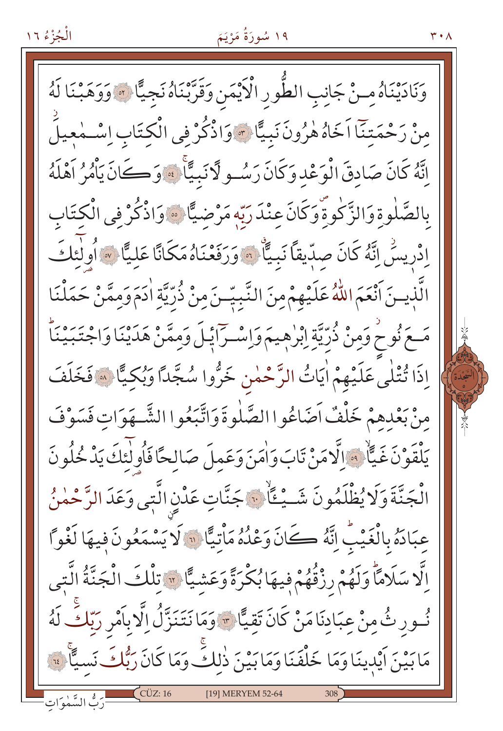وَنَادَيْنَاهُ مِنْ جَانِبِ الطُّورِ الْاَيْمَنِ وَقَرَّبْنَاهُ نَجِيًّا ﴿٥٢﴾ وَوَهَبْنَا لَهُ مِنْ رَحْمَتِنَٓا اَخَاهُ هٰرُونَ نَبِيًّا ﴿٥٣﴾ وَاذْكُرْ فِي الْكِتَابِ اِسْمٰعِيلَ اِنَّهُ كَانَ صَادِقَ الْوَعْدِ وَكَانَ رَسُولًا نَبِيًّا ﴿٥٤﴾ وَكَانَ يَأْمُرُ اَهْلَهُ بِالصَّلٰوةِ وَالزَّكٰوةِ وَكَانَ عِنْدَ رَبِّه۪ مَرْضِيًّا ﴿٥٥﴾ وَاذْكُرْ فِي الْكِتَابِ اِدْرِيسَ اِنَّهُ كَانَ صِدِّيقًا نَبِيًّا ﴿٥٦﴾ وَرَفَعْنَاهُ مَكَانًا عَلِيًّا ﴿٥٧﴾ اُولٰٓئِكَ الَّذِينَ اَنْعَمَ اللّٰهُ عَلَيْهِمْ مِنَ النَّبِيِّنَ مِنْ ذُرِّيَّةِ اٰدَمَ وَمِمَّنْ حَمَلْنَا مَعَ نُوحٍ وَمِنْ ذُرِّيَّةِ اِبْرٰهِيمَ وَاِسْرَٓائِلَ وَمِمَّنْ هَدَيْنَا وَاجْتَبَيْنَاۜ اِذَا تُتْلٰى عَلَيْهِمْ اٰيَاتُ الرَّحْمٰنِ خَرُّوا سُجَّدًا وَبُكِيًّا ﴿٥٨﴾ فَخَلَفَ مِنْ بَعْدِهِمْ خَلْفٌ اَضَاعُوا الصَّلٰوةَ وَاتَّبَعُوا الشَّهَوَاتِ فَسَوْفَ يَلْقَوْنَ غَيًّا ﴿٥٩﴾ اِلَّا مَنْ تَابَ وَاٰمَنَ وَعَمِلَ صَالِحًا فَاُولٰٓئِكَ يَدْخُلُونَ الْجَنَّةَ وَلَا يُظْلَمُونَ شَيْـًٔا ﴿٦٠﴾ جَنَّاتِ عَدْنٍ الَّتِي وَعَدَ الرَّحْمٰنُ عِبَادَهُ بِالْغَيْبِ اِنَّهُ كَانَ وَعْدُهُ مَأْتِيًّا ﴿٦١﴾ لَا يَسْمَعُونَ فِيهَا لَغْوًا اِلَّا سَلَامًا وَلَهُمْ رِزْقُهُمْ فِيهَا بُكْرَةً وَعَشِيًّا ﴿٦٢﴾ تِلْكَ الْجَنَّةُ الَّتِي نُورِثُ مِنْ عِبَادِنَا مَنْ كَانَ تَقِيًّا ﴿٦٣﴾ وَمَا نَتَنَزَّلُ اِلَّا بِاَمْرِ رَبِّكَ لَهُ مَا بَيْنَ اَيْدِينَا وَمَا خَلْفَنَا وَمَا بَيْنَ ذٰلِكَ وَمَا كَانَ رَبُّكَ نَسِيًّا ﴿٦٤﴾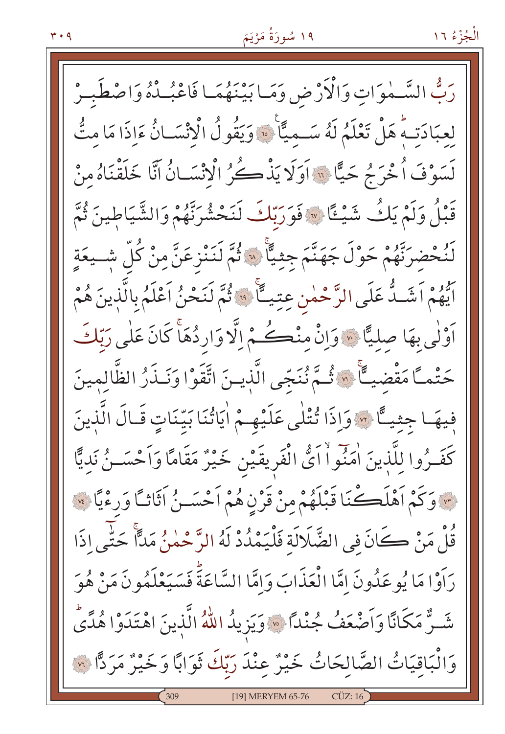رَبُّ السَّمٰوَاتِ وَالْاَرْضِ وَمَا بَيْنَهُمَا فَاعْبُدْهُ وَاصْطَبِرْ لِعِبَادَتِهٖؕ هَلْ تَعْلَمُ لَهُ سَمِيًّا ۟ وَيَقُولُ الْاِنْسَانُ ءَاِذَا مَا مِتُّ لَسَوْفَ اُخْرَجُ حَيًّا ۟ اَوَلَا يَذْكُرُ الْاِنْسَانُ اَنَّا خَلَقْنَاهُ مِنْ قَبْلُ وَلَمْ يَكُ شَيْـًٔا ۟ فَوَرَبِّكَ لَنَحْشُرَنَّهُمْ وَالشَّيَاطِينَ ثُمَّ لَنُحْضِرَنَّهُمْ حَوْلَ جَهَنَّمَ جِثِيًّاۚ ۟ ثُمَّ لَنَنْزِعَنَّ مِنْ كُلِّ شِيعَةٍ اَيُّهُمْ اَشَدُّ عَلَى الرَّحْمٰنِ عِتِيًّاۚ ۟ ثُمَّ لَنَحْنُ اَعْلَمُ بِالَّذِينَ هُمْ اَوْلٰى بِهَا صِلِيًّا ۟ وَاِنْ مِنْكُمْ اِلَّا وَارِدُهَاۚ كَانَ عَلٰى رَبِّكَ حَتْمًا مَقْضِيًّاۚ ۟ ثُمَّ نُنَجِّى الَّذِينَ اتَّقَوْا وَنَذَرُ الظَّالِمِينَ فِيهَا جِثِيًّا ۟ وَاِذَا تُتْلٰى عَلَيْهِمْ اٰيَاتُنَا بَيِّنَاتٍ قَالَ الَّذِينَ كَفَرُوا لِلَّذِينَ اٰمَنُوا اَىُّ الْفَرِيقَيْنِ خَيْرٌ مَقَامًا وَاَحْسَنُ نَدِيًّا ۟ وَكَمْ اَهْلَكْنَا قَبْلَهُمْ مِنْ قَرْنٍ هُمْ اَحْسَنُ اَثَاثًا وَرِءْيًا ۟ قُلْ مَنْ كَانَ فِى الضَّلَالَةِ فَلْيَمْدُدْ لَهُ الرَّحْمٰنُ مَدًّاۚ حَتّٰى اِذَا رَاَوْا مَا يُوعَدُونَ اِمَّا الْعَذَابَ وَاِمَّا السَّاعَةَؕ فَسَيَعْلَمُونَ مَنْ هُوَ شَرٌّ مَكَانًا وَاَضْعَفُ جُنْدًا ۟ وَيَزِيدُ اللّٰهُ الَّذِينَ اهْتَدَوْا هُدًىؕ وَالْبَاقِيَاتُ الصَّالِحَاتُ خَيْرٌ عِنْدَ رَبِّكَ ثَوَابًا وَخَيْرٌ مَرَدًّا ۟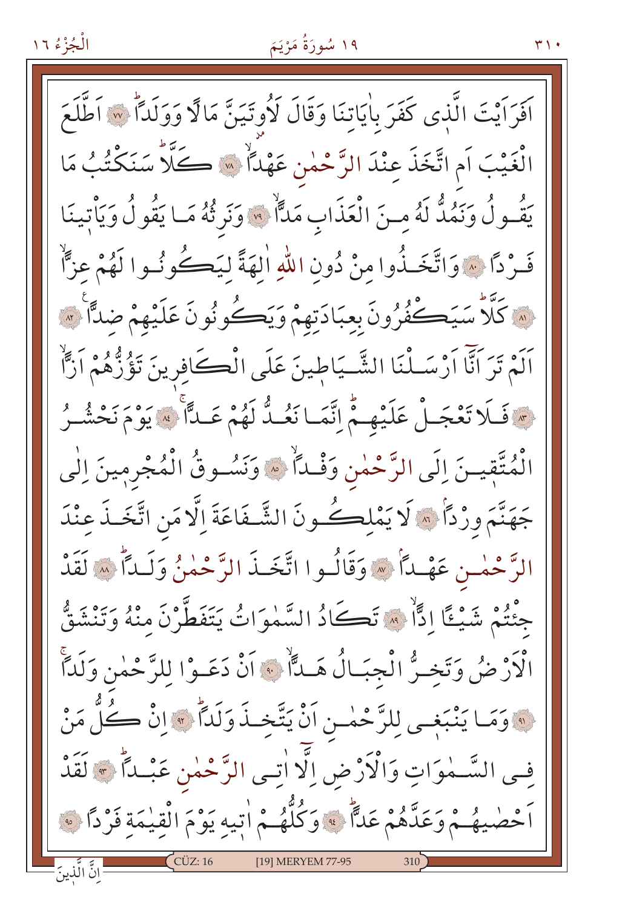اَفَرَاَيْتَ الَّذ۪ي كَفَرَ بِاٰيَاتِنَا وَقَالَ لَاُو۫تَيَنَّ مَالًا وَوَلَدًاۜ ﴿٧٧﴾ اَطَّلَعَ الْغَيْبَ اَمِ اتَّخَذَ عِنْدَ الرَّحْمٰنِ عَهْدًاۙ ﴿٧٨﴾ كَلَّاۜ سَنَكْتُبُ مَا يَقُولُ وَنَمُدُّ لَهُ مِنَ الْعَذَابِ مَدًّاۙ ﴿٧٩﴾ وَنَرِثُهُ مَا يَقُولُ وَيَأْت۪ينَا فَرْدًا ﴿٨٠﴾ وَاتَّخَذُوا مِنْ دُونِ اللّٰهِ اٰلِهَةً لِيَكُونُوا لَهُمْ عِزًّاۙ ﴿٨١﴾ كَلَّاۜ سَيَكْفُرُونَ بِعِبَادَتِهِمْ وَيَكُونُونَ عَلَيْهِمْ ضِدًّاࣖ ﴿٨٢﴾ اَلَمْ تَرَ اَنَّٓا اَرْسَلْنَا الشَّيَاط۪ينَ عَلَى الْكَافِر۪ينَ تَؤُزُّهُمْ اَزًّاۙ ﴿٨٣﴾ فَلَا تَعْجَلْ عَلَيْهِمْۜ اِنَّمَا نَعُدُّ لَهُمْ عَدًّاۚ ﴿٨٤﴾ يَوْمَ نَحْشُرُ الْمُتَّق۪ينَ اِلَى الرَّحْمٰنِ وَفْدًاۙ ﴿٨٥﴾ وَنَسُوقُ الْمُجْرِم۪ينَ اِلٰى جَهَنَّمَ وِرْدًاۢ ﴿٨٦﴾ لَا يَمْلِكُونَ الشَّفَاعَةَ اِلَّا مَنِ اتَّخَذَ عِنْدَ الرَّحْمٰنِ عَهْدًاۢ ﴿٨٧﴾ وَقَالُوا اتَّخَذَ الرَّحْمٰنُ وَلَدًاۜ ﴿٨٨﴾ لَقَدْ جِئْتُمْ شَيْـًٔا اِدًّاۙ ﴿٨٩﴾ تَكَادُ السَّمٰوَاتُ يَتَفَطَّرْنَ مِنْهُ وَتَنْشَقُّ الْاَرْضُ وَتَخِرُّ الْجِبَالُ هَدًّاۙ ﴿٩٠﴾ اَنْ دَعَوْا لِلرَّحْمٰنِ وَلَدًاۚ ﴿٩١﴾ وَمَا يَنْبَغ۪ي لِلرَّحْمٰنِ اَنْ يَتَّخِذَ وَلَدًاۜ ﴿٩٢﴾ اِنْ كُلُّ مَنْ فِي السَّمٰوَاتِ وَالْاَرْضِ اِلَّٓا اٰتِي الرَّحْمٰنِ عَبْدًاۜ ﴿٩٣﴾ لَقَدْ اَحْصٰيهُمْ وَعَدَّهُمْ عَدًّاۜ ﴿٩٤﴾ وَكُلُّهُمْ اٰت۪يهِ يَوْمَ الْقِيٰمَةِ فَرْدًا ﴿٩٥﴾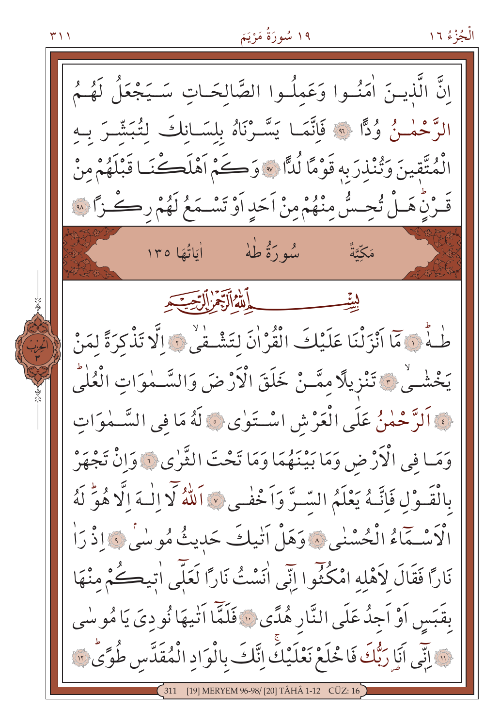اِنَّ الَّذ۪ينَ اٰمَنُوا وَعَمِلُوا الصَّالِحَاتِ سَيَجْعَلُ لَهُمُ الرَّحْمٰنُ وُدًّا ﴿٩٦﴾ فَاِنَّمَا يَسَّرْنَاهُ بِلِسَانِكَ لِتُبَشِّرَ بِهِ الْمُتَّق۪ينَ وَتُنْذِرَ بِه۪ قَوْمًا لُدًّا ﴿٩٧﴾ وَكَمْ اَهْلَكْنَا قَبْلَهُمْ مِنْ قَرْنٍۜ هَلْ تُحِسُّ مِنْهُمْ مِنْ اَحَدٍ اَوْ تَسْمَعُ لَهُمْ رِكْزًا ﴿٩٨﴾

## سُورَةُ طٰهٰ

مَكِّيَّةٌ — اٰيَاتُهَا ١٣٥

بِسْمِ اللّٰهِ الرَّحْمٰنِ الرَّح۪يمِ

طٰهٰۚ ﴿١﴾ مَٓا اَنْزَلْنَا عَلَيْكَ الْقُرْاٰنَ لِتَشْقٰىۙ ﴿٢﴾ اِلَّا تَذْكِرَةً لِمَنْ يَخْشٰىۙ ﴿٣﴾ تَنْز۪يلًا مِمَّنْ خَلَقَ الْاَرْضَ وَالسَّمٰوَاتِ الْعُلٰىۜ ﴿٤﴾ اَلرَّحْمٰنُ عَلَى الْعَرْشِ اسْتَوٰى ﴿٥﴾ لَهُ مَا فِي السَّمٰوَاتِ وَمَا فِي الْاَرْضِ وَمَا بَيْنَهُمَا وَمَا تَحْتَ الثَّرٰى ﴿٦﴾ وَاِنْ تَجْهَرْ بِالْقَوْلِ فَاِنَّهُ يَعْلَمُ السِّرَّ وَاَخْفٰى ﴿٧﴾ اَللّٰهُ لَٓا اِلٰهَ اِلَّا هُوَۜ لَهُ الْاَسْمَٓاءُ الْحُسْنٰى ﴿٨﴾ وَهَلْ اَتٰيكَ حَد۪يثُ مُوسٰىۢ ﴿٩﴾ اِذْ رَاٰ نَارًا فَقَالَ لِاَهْلِهِ امْكُثُٓوا اِنّ۪ٓي اٰنَسْتُ نَارًا لَعَلّ۪ٓي اٰت۪يكُمْ مِنْهَا بِقَبَسٍ اَوْ اَجِدُ عَلَى النَّارِ هُدًى ﴿١٠﴾ فَلَمَّٓا اَتٰيهَا نُودِيَ يَا مُوسٰى ﴿١١﴾ اِنّ۪ٓي اَنَا۬ رَبُّكَ فَاخْلَعْ نَعْلَيْكَۚ اِنَّكَ بِالْوَادِ الْمُقَدَّسِ طُوًىۜ ﴿١٢﴾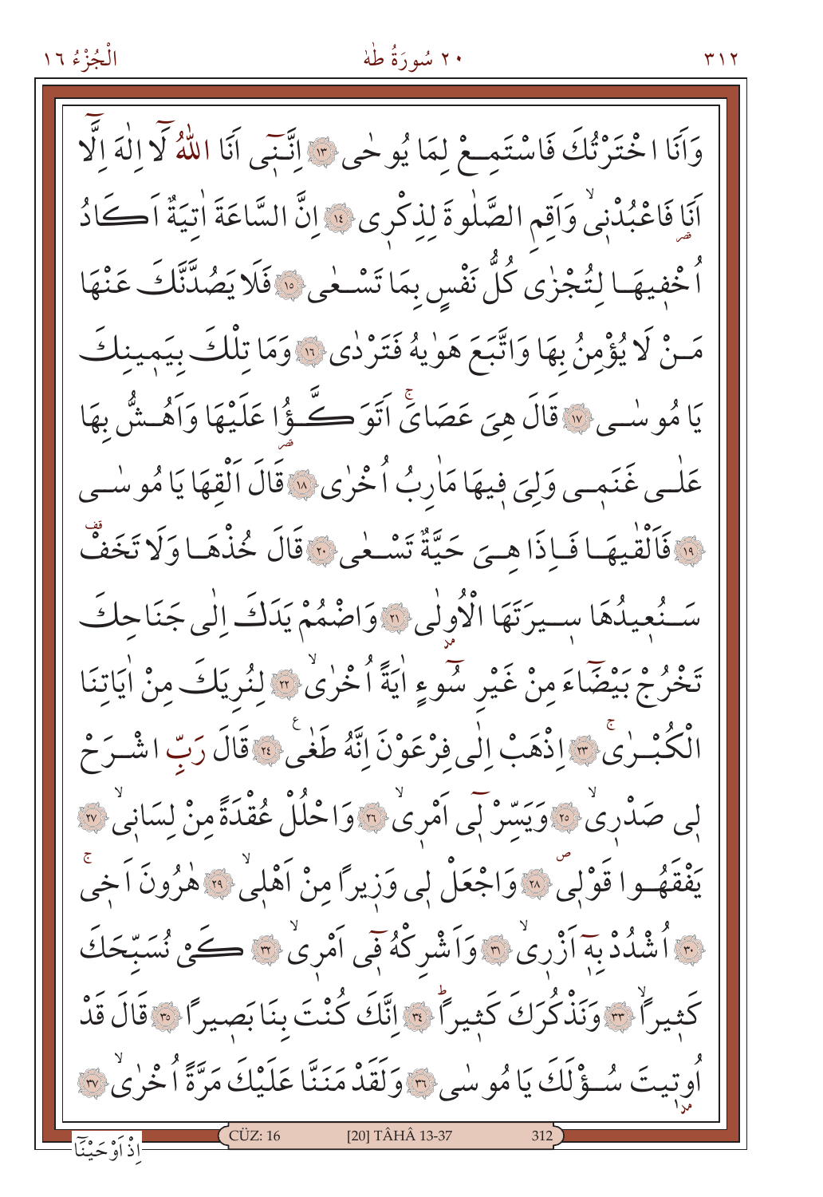وَاَنَا اخْتَرْتُكَ فَاسْتَمِعْ لِمَا يُوحٰى ﴿١٣﴾ اِنَّن۪ٓي اَنَا اللّٰهُ لَٓا اِلٰهَ اِلَّٓا اَنَا۬ فَاعْبُدْن۪يۙ وَاَقِمِ الصَّلٰوةَ لِذِكْر۪ي ﴿١٤﴾ اِنَّ السَّاعَةَ اٰتِيَةٌ اَكَادُ اُخْف۪يهَا لِتُجْزٰى كُلُّ نَفْسٍ بِمَا تَسْعٰى ﴿١٥﴾ فَلَا يَصُدَّنَّكَ عَنْهَا مَنْ لَا يُؤْمِنُ بِهَا وَاتَّبَعَ هَوٰيهُ فَتَرْدٰى ﴿١٦﴾ وَمَا تِلْكَ بِيَم۪ينِكَ يَا مُوسٰى ﴿١٧﴾ قَالَ هِيَ عَصَايَۚ اَتَوَكَّؤُ۬ا عَلَيْهَا وَاَهُشُّ بِهَا عَلٰى غَنَم۪ي وَلِيَ ف۪يهَا مَاٰرِبُ اُخْرٰى ﴿١٨﴾ قَالَ اَلْقِهَا يَا مُوسٰى ﴿١٩﴾ فَاَلْقٰيهَا فَاِذَا هِيَ حَيَّةٌ تَسْعٰى ﴿٢٠﴾ قَالَ خُذْهَا وَلَا تَخَفْ۠ سَنُع۪يدُهَا س۪يرَتَهَا الْاُو۫لٰى ﴿٢١﴾ وَاضْمُمْ يَدَكَ اِلٰى جَنَاحِكَ تَخْرُجْ بَيْضَٓاءَ مِنْ غَيْرِ سُٓوءٍ اٰيَةً اُخْرٰىۙ ﴿٢٢﴾ لِنُرِيَكَ مِنْ اٰيَاتِنَا الْكُبْرٰىۚ ﴿٢٣﴾ اِذْهَبْ اِلٰى فِرْعَوْنَ اِنَّهُ طَغٰى۟ ﴿٢٤﴾ قَالَ رَبِّ اشْرَحْ ل۪ي صَدْر۪يۙ ﴿٢٥﴾ وَيَسِّرْ ل۪ٓي اَمْر۪يۙ ﴿٢٦﴾ وَاحْلُلْ عُقْدَةً مِنْ لِسَان۪يۙ ﴿٢٧﴾ يَفْقَهُوا قَوْل۪يۖ ﴿٢٨﴾ وَاجْعَلْ ل۪ي وَز۪يراً مِنْ اَهْل۪يۙ ﴿٢٩﴾ هٰرُونَ اَخِيۙ ﴿٣٠﴾ اُشْدُدْ بِه۪ٓ اَزْر۪يۙ ﴿٣١﴾ وَاَشْرِكْهُ ف۪ٓي اَمْر۪يۙ ﴿٣٢﴾ كَيْ نُسَبِّحَكَ كَث۪يراًۙ ﴿٣٣﴾ وَنَذْكُرَكَ كَث۪يراًۜ ﴿٣٤﴾ اِنَّكَ كُنْتَ بِنَا بَص۪يراً ﴿٣٥﴾ قَالَ قَدْ اُو۫ت۪يتَ سُؤْلَكَ يَا مُوسٰى ﴿٣٦﴾ وَلَقَدْ مَنَنَّا عَلَيْكَ مَرَّةً اُخْرٰىۙ ﴿٣٧﴾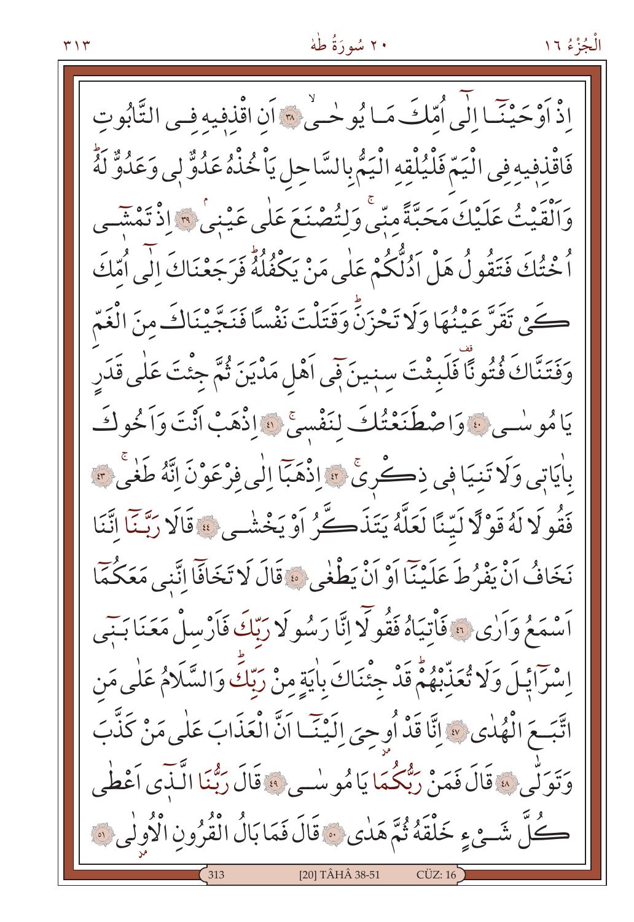اِذْ اَوْحَيْنَٓا اِلٰٓى اُمِّكَ مَا يُوحٰىۙ ﴿٣٨﴾ اَنِ اقْذِفيهِ فِي التَّابُوتِ فَاقْذِفيهِ فِي الْيَمِّ فَلْيُلْقِهِ الْيَمُّ بِالسَّاحِلِ يَاْخُذْهُ عَدُوٌّ لي وَعَدُوٌّ لَهُؕ وَاَلْقَيْتُ عَلَيْكَ مَحَبَّةً مِنّيۚ وَلِتُصْنَعَ عَلٰى عَيْن۪يۢ ﴿٣٩﴾ اِذْ تَمْش۪ٓي اُخْتُكَ فَتَقُولُ هَلْ اَدُلُّكُمْ عَلٰى مَنْ يَكْفُلُهُؕ فَرَجَعْنَاكَ اِلٰٓى اُمِّكَ كَيْ تَقَرَّ عَيْنُهَا وَلَا تَحْزَنَؕ وَقَتَلْتَ نَفْسًا فَنَجَّيْنَاكَ مِنَ الْغَمِّ وَفَتَنَّاكَ فُتُونًا۠ فَلَبِثْتَ سِن۪ينَ ف۪ٓي اَهْلِ مَدْيَنَ ثُمَّ جِئْتَ عَلٰى قَدَرٍ يَا مُوسٰى ﴿٤٠﴾ وَاصْطَنَعْتُكَ لِنَفْس۪يۚ ﴿٤١﴾ اِذْهَبْ اَنْتَ وَاَخُوكَ بِاٰيَات۪ي وَلَا تَنِيَا ف۪ي ذِكْر۪يۚ ﴿٤٢﴾ اِذْهَبَٓا اِلٰى فِرْعَوْنَ اِنَّهُ طَغٰىۚ ﴿٤٣﴾ فَقُولَا لَهُ قَوْلًا لَيِّنًا لَعَلَّهُ يَتَذَكَّرُ اَوْ يَخْشٰى ﴿٤٤﴾ قَالَا رَبَّنَٓا اِنَّنَا نَخَافُ اَنْ يَفْرُطَ عَلَيْنَٓا اَوْ اَنْ يَطْغٰى ﴿٤٥﴾ قَالَ لَا تَخَافَٓا اِنَّن۪ي مَعَكُمَٓا اَسْمَعُ وَاَرٰى ﴿٤٦﴾ فَاْتِيَاهُ فَقُولَٓا اِنَّا رَسُولَا رَبِّكَ فَاَرْسِلْ مَعَنَا بَن۪ٓي اِسْرَٓائ۪يلَ وَلَا تُعَذِّبْهُمْؕ قَدْ جِئْنَاكَ بِاٰيَةٍ مِنْ رَبِّكَؕ وَالسَّلَامُ عَلٰى مَنِ اتَّبَعَ الْهُدٰى ﴿٤٧﴾ اِنَّا قَدْ اُوحِيَ اِلَيْنَٓا اَنَّ الْعَذَابَ عَلٰى مَنْ كَذَّبَ وَتَوَلّٰى ﴿٤٨﴾ قَالَ فَمَنْ رَبُّكُمَا يَا مُوسٰى ﴿٤٩﴾ قَالَ رَبُّنَا الَّـذ۪ٓي اَعْطٰى كُلَّ شَيْءٍ خَلْقَهُ ثُمَّ هَدٰى ﴿٥٠﴾ قَالَ فَمَا بَالُ الْقُرُونِ الْاُولٰى ﴿٥١﴾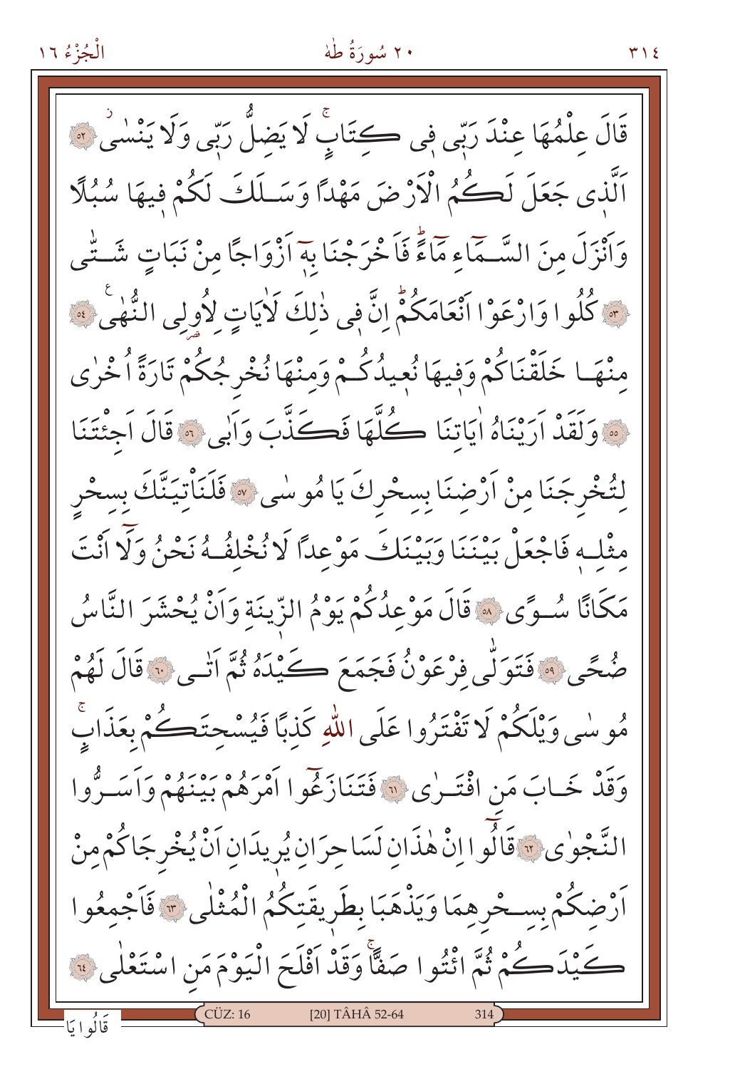قَالَ عِلْمُهَا عِنْدَ رَبّى فى كِتَابٍۚ لَا يَضِلُّ رَبّى وَلَا يَنْسٰىۘ ﴿٥٢﴾ اَلَّذى جَعَلَ لَكُمُ الْاَرْضَ مَهْدًا وَسَلَكَ لَكُمْ فيهَا سُبُلًا وَاَنْزَلَ مِنَ السَّمَٓاءِ مَٓاءًۜ فَاَخْرَجْنَا بِهٓ اَزْوَاجًا مِنْ نَبَاتٍ شَتّٰى ﴿٥٣﴾ كُلُوا وَارْعَوْا اَنْعَامَكُمْۜ اِنَّ فى ذٰلِكَ لَاٰيَاتٍ لِاُولِى النُّهٰىࣖ ﴿٥٤﴾ مِنْهَا خَلَقْنَاكُمْ وَفيهَا نُعيدُكُمْ وَمِنْهَا نُخْرِجُكُمْ تَارَةً اُخْرٰى ﴿٥٥﴾ وَلَقَدْ اَرَيْنَاهُ اٰيَاتِنَا كُلَّهَا فَكَذَّبَ وَاَبٰى ﴿٥٦﴾ قَالَ اَجِئْتَنَا لِتُخْرِجَنَا مِنْ اَرْضِنَا بِسِحْرِكَ يَا مُوسٰى ﴿٥٧﴾ فَلَنَاْتِيَنَّكَ بِسِحْرٍ مِثْلِه فَاجْعَلْ بَيْنَنَا وَبَيْنَكَ مَوْعِدًا لَا نُخْلِفُهُ نَحْنُ وَلَٓا اَنْتَ مَكَانًا سُوًى ﴿٥٨﴾ قَالَ مَوْعِدُكُمْ يَوْمُ الزّينَةِ وَاَنْ يُحْشَرَ النَّاسُ ضُحًى ﴿٥٩﴾ فَتَوَلّٰى فِرْعَوْنُ فَجَمَعَ كَيْدَهُ ثُمَّ اَتٰى ﴿٦٠﴾ قَالَ لَهُمْ مُوسٰى وَيْلَكُمْ لَا تَفْتَرُوا عَلَى اللّٰهِ كَذِبًا فَيُسْحِتَكُمْ بِعَذَابٍۚ وَقَدْ خَابَ مَنِ افْتَرٰى ﴿٦١﴾ فَتَنَازَعُٓوا اَمْرَهُمْ بَيْنَهُمْ وَاَسَرُّوا النَّجْوٰى ﴿٦٢﴾ قَالُٓوا اِنْ هٰذَانِ لَسَاحِرَانِ يُريدَانِ اَنْ يُخْرِجَاكُمْ مِنْ اَرْضِكُمْ بِسِحْرِهِمَا وَيَذْهَبَا بِطَريقَتِكُمُ الْمُثْلٰى ﴿٦٣﴾ فَاَجْمِعُوا كَيْدَكُمْ ثُمَّ ائْتُوا صَفًّاۚ وَقَدْ اَفْلَحَ الْيَوْمَ مَنِ اسْتَعْلٰى ﴿٦٤﴾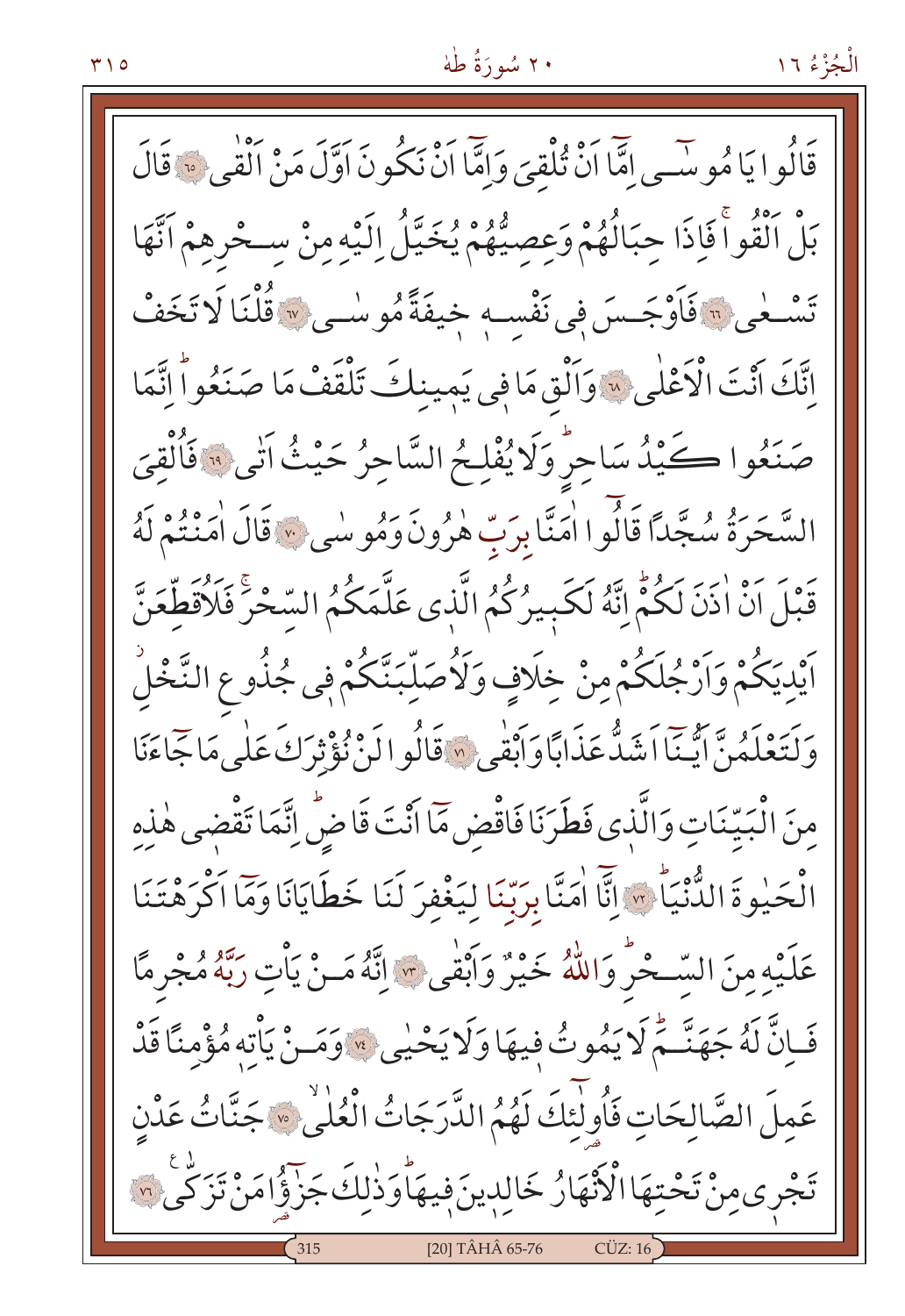قَالُوا يَا مُوسٰٓى اِمَّٓا اَنْ تُلْقِيَ وَاِمَّٓا اَنْ نَكُونَ اَوَّلَ مَنْ اَلْقٰى ﴿٦٥﴾ قَالَ بَلْ اَلْقُواۚ فَاِذَا حِبَالُهُمْ وَعِصِيُّهُمْ يُخَيَّلُ اِلَيْهِ مِنْ سِحْرِهِمْ اَنَّهَا تَسْعٰى ﴿٦٦﴾ فَاَوْجَسَ فٖي نَفْسِهٖ خٖيفَةً مُوسٰى ﴿٦٧﴾ قُلْنَا لَا تَخَفْ اِنَّكَ اَنْتَ الْاَعْلٰى ﴿٦٨﴾ وَاَلْقِ مَا فٖي يَمٖينِكَ تَلْقَفْ مَا صَنَعُواۜ اِنَّمَا صَنَعُوا كَيْدُ سَاحِرٍۜ وَلَا يُفْلِحُ السَّاحِرُ حَيْثُ اَتٰى ﴿٦٩﴾ فَاُلْقِيَ السَّحَرَةُ سُجَّدًا قَالُٓوا اٰمَنَّا بِرَبِّ هٰرُونَ وَمُوسٰى ﴿٧٠﴾ قَالَ اٰمَنْتُمْ لَهُ قَبْلَ اَنْ اٰذَنَ لَكُمْۜ اِنَّهُ لَكَبٖيرُكُمُ الَّذٖي عَلَّمَكُمُ السِّحْرَۚ فَلَاُقَطِّعَنَّ اَيْدِيَكُمْ وَاَرْجُلَكُمْ مِنْ خِلَافٍ وَلَاُصَلِّبَنَّكُمْ فٖي جُذُوعِ النَّخْلِ وَلَتَعْلَمُنَّ اَيُّنَٓا اَشَدُّ عَذَابًا وَاَبْقٰى ﴿٧١﴾ قَالُوا لَنْ نُؤْثِرَكَ عَلٰى مَا جَٓاءَنَا مِنَ الْبَيِّنَاتِ وَالَّذٖي فَطَرَنَا فَاقْضِ مَٓا اَنْتَ قَاضٍۜ اِنَّمَا تَقْضٖي هٰذِهِ الْحَيٰوةَ الدُّنْيَاۜ ﴿٧٢﴾ اِنَّٓا اٰمَنَّا بِرَبِّنَا لِيَغْفِرَ لَنَا خَطَايَانَا وَمَٓا اَكْرَهْتَنَا عَلَيْهِ مِنَ السِّحْرِۜ وَاللّٰهُ خَيْرٌ وَاَبْقٰى ﴿٧٣﴾ اِنَّهُ مَنْ يَأْتِ رَبَّهُ مُجْرِمًا فَاِنَّ لَهُ جَهَنَّمَۜ لَا يَمُوتُ فٖيهَا وَلَا يَحْيٰى ﴿٧٤﴾ وَمَنْ يَأْتِهٖ مُؤْمِنًا قَدْ عَمِلَ الصَّالِحَاتِ فَاُولٰٓئِكَ لَهُمُ الدَّرَجَاتُ الْعُلٰى ﴿٧٥﴾ جَنَّاتُ عَدْنٍ تَجْرٖي مِنْ تَحْتِهَا الْاَنْهَارُ خَالِدٖينَ فٖيهَاۜ وَذٰلِكَ جَزٰٓؤُا مَنْ تَزَكّٰى ﴿٧٦﴾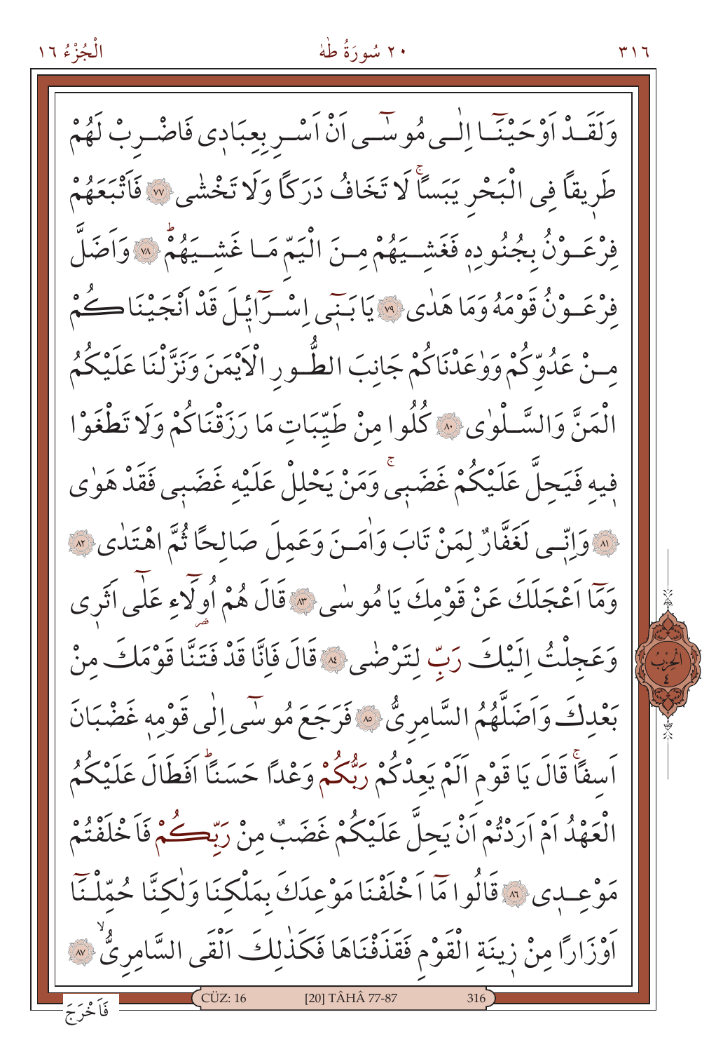وَلَقَدْ اَوْحَيْنَٓا اِلٰى مُوسٰٓى اَنْ اَسْرِ بِعِبَادٖى فَاضْرِبْ لَهُمْ طَرٖيقًا فِى الْبَحْرِ يَبَسًاۙ لَا تَخَافُ دَرَكًا وَلَا تَخْشٰى ﴿٧٧﴾ فَاَتْبَعَهُمْ فِرْعَوْنُ بِجُنُودِهٖ فَغَشِيَهُمْ مِنَ الْيَمِّ مَا غَشِيَهُمْۜ ﴿٧٨﴾ وَاَضَلَّ فِرْعَوْنُ قَوْمَهُ وَمَا هَدٰى ﴿٧٩﴾ يَا بَنٖٓى اِسْرَٓائٖلَ قَدْ اَنْجَيْنَاكُمْ مِنْ عَدُوِّكُمْ وَوَاعَدْنَاكُمْ جَانِبَ الطُّورِ الْاَيْمَنَ وَنَزَّلْنَا عَلَيْكُمُ الْمَنَّ وَالسَّلْوٰى ﴿٨٠﴾ كُلُوا مِنْ طَيِّبَاتِ مَا رَزَقْنَاكُمْ وَلَا تَطْغَوْا فٖيهِ فَيَحِلَّ عَلَيْكُمْ غَضَبٖىۚ وَمَنْ يَحْلِلْ عَلَيْهِ غَضَبٖى فَقَدْ هَوٰى ﴿٨١﴾ وَاِنّٖى لَغَفَّارٌ لِمَنْ تَابَ وَاٰمَنَ وَعَمِلَ صَالِحًا ثُمَّ اهْتَدٰى ﴿٨٢﴾ وَمَٓا اَعْجَلَكَ عَنْ قَوْمِكَ يَا مُوسٰى ﴿٨٣﴾ قَالَ هُمْ اُو۬لَٓاءِ عَلٰٓى اَثَرٖى وَعَجِلْتُ اِلَيْكَ رَبِّ لِتَرْضٰى ﴿٨٤﴾ قَالَ فَاِنَّا قَدْ فَتَنَّا قَوْمَكَ مِنْ بَعْدِكَ وَاَضَلَّهُمُ السَّامِرِىُّ ﴿٨٥﴾ فَرَجَعَ مُوسٰٓى اِلٰى قَوْمِهٖ غَضْبَانَ اَسِفًاۚ قَالَ يَا قَوْمِ اَلَمْ يَعِدْكُمْ رَبُّكُمْ وَعْدًا حَسَنًاۜ اَفَطَالَ عَلَيْكُمُ الْعَهْدُ اَمْ اَرَدْتُمْ اَنْ يَحِلَّ عَلَيْكُمْ غَضَبٌ مِنْ رَبِّكُمْ فَاَخْلَفْتُمْ مَوْعِدٖى ﴿٨٦﴾ قَالُوا مَٓا اَخْلَفْنَا مَوْعِدَكَ بِمَلْكِنَا وَلٰكِنَّا حُمِّلْنَٓا اَوْزَارًا مِنْ زٖينَةِ الْقَوْمِ فَقَذَفْنَاهَا فَكَذٰلِكَ اَلْقَى السَّامِرِىُّۙ ﴿٨٧﴾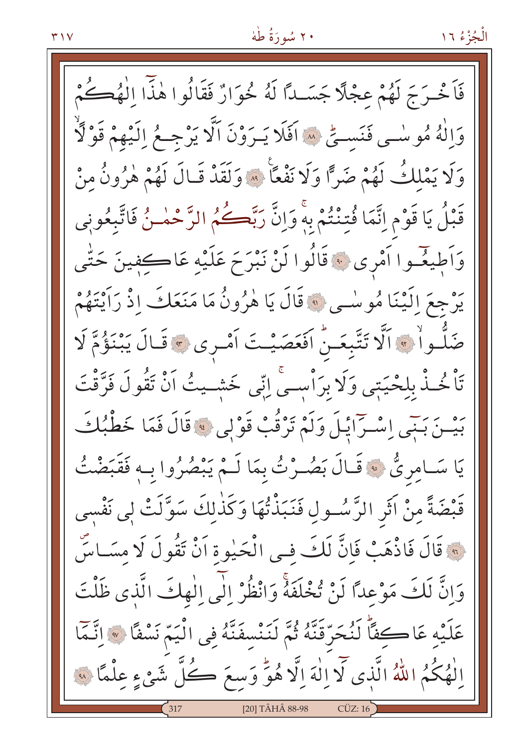فَاَخْرَجَ لَهُمْ عِجْلًا جَسَدًا لَهُ خُوَارٌ فَقَالُوا هٰذَٓا اِلٰهُكُمْ وَاِلٰهُ مُوسٰى فَنَسِيَۜ ﴿٨٨﴾ اَفَلَا يَرَوْنَ اَلَّا يَرْجِعُ اِلَيْهِمْ قَوْلًا وَلَا يَمْلِكُ لَهُمْ ضَرًّا وَلَا نَفْعًا ﴿٨٩﴾ وَلَقَدْ قَالَ لَهُمْ هٰرُونُ مِنْ قَبْلُ يَا قَوْمِ اِنَّمَا فُتِنْتُمْ بِهٖۚ وَاِنَّ رَبَّكُمُ الرَّحْمٰنُ فَاتَّبِعُونٖى وَاَطٖيعُٓوا اَمْرٖى ﴿٩٠﴾ قَالُوا لَنْ نَبْرَحَ عَلَيْهِ عَاكِفٖينَ حَتّٰى يَرْجِعَ اِلَيْنَا مُوسٰى ﴿٩١﴾ قَالَ يَا هٰرُونُ مَا مَنَعَكَ اِذْ رَاَيْتَهُمْ ضَلُّوٓا ﴿٩٢﴾ اَلَّا تَتَّبِعَنِۜ اَفَعَصَيْتَ اَمْرٖى ﴿٩٣﴾ قَالَ يَبْنَؤُمَّ لَا تَاْخُذْ بِلِحْيَتٖى وَلَا بِرَاْسٖىۚ اِنّٖى خَشٖيتُ اَنْ تَقُولَ فَرَّقْتَ بَيْنَ بَنٖٓى اِسْرَٓائٖلَ وَلَمْ تَرْقُبْ قَوْلٖى ﴿٩٤﴾ قَالَ فَمَا خَطْبُكَ يَا سَامِرِيُّ ﴿٩٥﴾ قَالَ بَصُرْتُ بِمَا لَمْ يَبْصُرُوا بِهٖ فَقَبَضْتُ قَبْضَةً مِنْ اَثَرِ الرَّسُولِ فَنَبَذْتُهَا وَكَذٰلِكَ سَوَّلَتْ لٖى نَفْسٖى ﴿٩٦﴾ قَالَ فَاذْهَبْ فَاِنَّ لَكَ فِى الْحَيٰوةِ اَنْ تَقُولَ لَا مِسَاسَۖ وَاِنَّ لَكَ مَوْعِدًا لَنْ تُخْلَفَهُۚ وَانْظُرْ اِلٰٓى اِلٰهِكَ الَّذٖى ظَلْتَ عَلَيْهِ عَاكِفًاۜ لَنُحَرِّقَنَّهُ ثُمَّ لَنَنْسِفَنَّهُ فِى الْيَمِّ نَسْفًا ﴿٩٧﴾ اِنَّمَٓا اِلٰهُكُمُ اللّٰهُ الَّذٖى لَٓا اِلٰهَ اِلَّا هُوَۜ وَسِعَ كُلَّ شَيْءٍ عِلْمًا ﴿٩٨﴾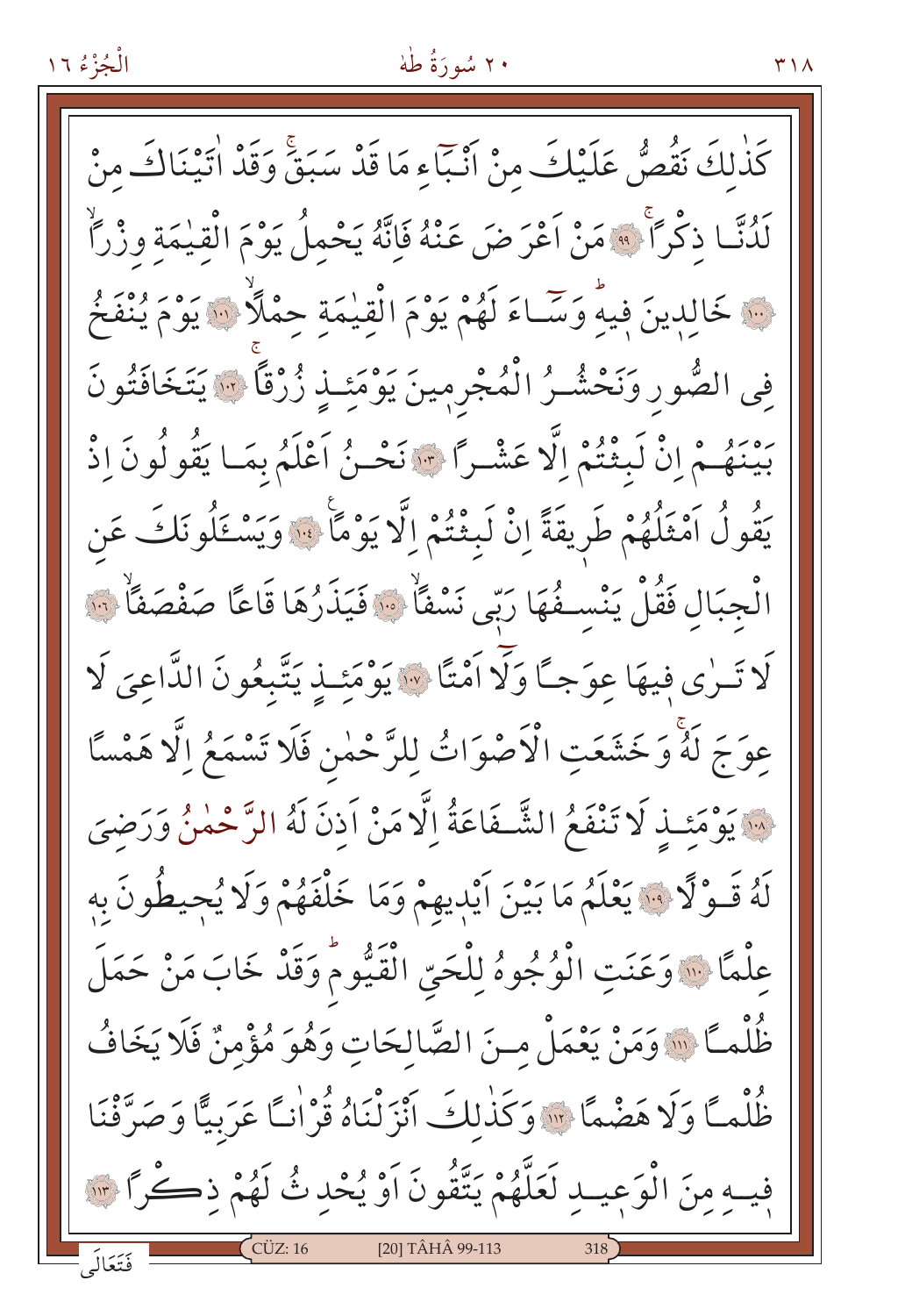كَذٰلِكَ نَقُصُّ عَلَيْكَ مِنْ اَنْبَٓاءِ مَا قَدْ سَبَقَۚ وَقَدْ اٰتَيْنَاكَ مِنْ لَدُنَّا ذِكْراًۚ ﴿٩٩﴾ مَنْ اَعْرَضَ عَنْهُ فَاِنَّهُ يَحْمِلُ يَوْمَ الْقِيٰمَةِ وِزْراًۙ ﴿١٠٠﴾ خَالِدِينَ فِيهِۜ وَسَٓاءَ لَهُمْ يَوْمَ الْقِيٰمَةِ حِمْلاًۙ ﴿١٠١﴾ يَوْمَ يُنْفَخُ فِى الصُّورِ وَنَحْشُرُ الْمُجْرِمِينَ يَوْمَئِذٍ زُرْقاًۚ ﴿١٠٢﴾ يَتَخَافَتُونَ بَيْنَهُمْ اِنْ لَبِثْتُمْ اِلَّا عَشْراً ﴿١٠٣﴾ نَحْنُ اَعْلَمُ بِمَا يَقُولُونَ اِذْ يَقُولُ اَمْثَلُهُمْ طَرِيقَةً اِنْ لَبِثْتُمْ اِلَّا يَوْماًۚ ﴿١٠٤﴾ وَيَسْـَٔلُونَكَ عَنِ الْجِبَالِ فَقُلْ يَنْسِفُهَا رَبِّى نَسْفاًۙ ﴿١٠٥﴾ فَيَذَرُهَا قَاعًا صَفْصَفاًۙ ﴿١٠٦﴾ لَا تَرٰى فِيهَا عِوَجاً وَلَٓا اَمْتاً ﴿١٠٧﴾ يَوْمَئِذٍ يَتَّبِعُونَ الدَّاعِىَ لَا عِوَجَ لَهُۚ وَخَشَعَتِ الْاَصْوَاتُ لِلرَّحْمٰنِ فَلَا تَسْمَعُ اِلَّا هَمْساً ﴿١٠٨﴾ يَوْمَئِذٍ لَا تَنْفَعُ الشَّفَاعَةُ اِلَّا مَنْ اَذِنَ لَهُ الرَّحْمٰنُ وَرَضِىَ لَهُ قَوْلاً ﴿١٠٩﴾ يَعْلَمُ مَا بَيْنَ اَيْدِيهِمْ وَمَا خَلْفَهُمْ وَلَا يُحِيطُونَ بِهِ عِلْماً ﴿١١٠﴾ وَعَنَتِ الْوُجُوهُ لِلْحَيِّ الْقَيُّومِۜ وَقَدْ خَابَ مَنْ حَمَلَ ظُلْماً ﴿١١١﴾ وَمَنْ يَعْمَلْ مِنَ الصَّالِحَاتِ وَهُوَ مُؤْمِنٌ فَلَا يَخَافُ ظُلْماً وَلَا هَضْماً ﴿١١٢﴾ وَكَذٰلِكَ اَنْزَلْنَاهُ قُرْاٰناً عَرَبِيًّا وَصَرَّفْنَا فِيهِ مِنَ الْوَعِيدِ لَعَلَّهُمْ يَتَّقُونَ اَوْ يُحْدِثُ لَهُمْ ذِكْراً ﴿١١٣﴾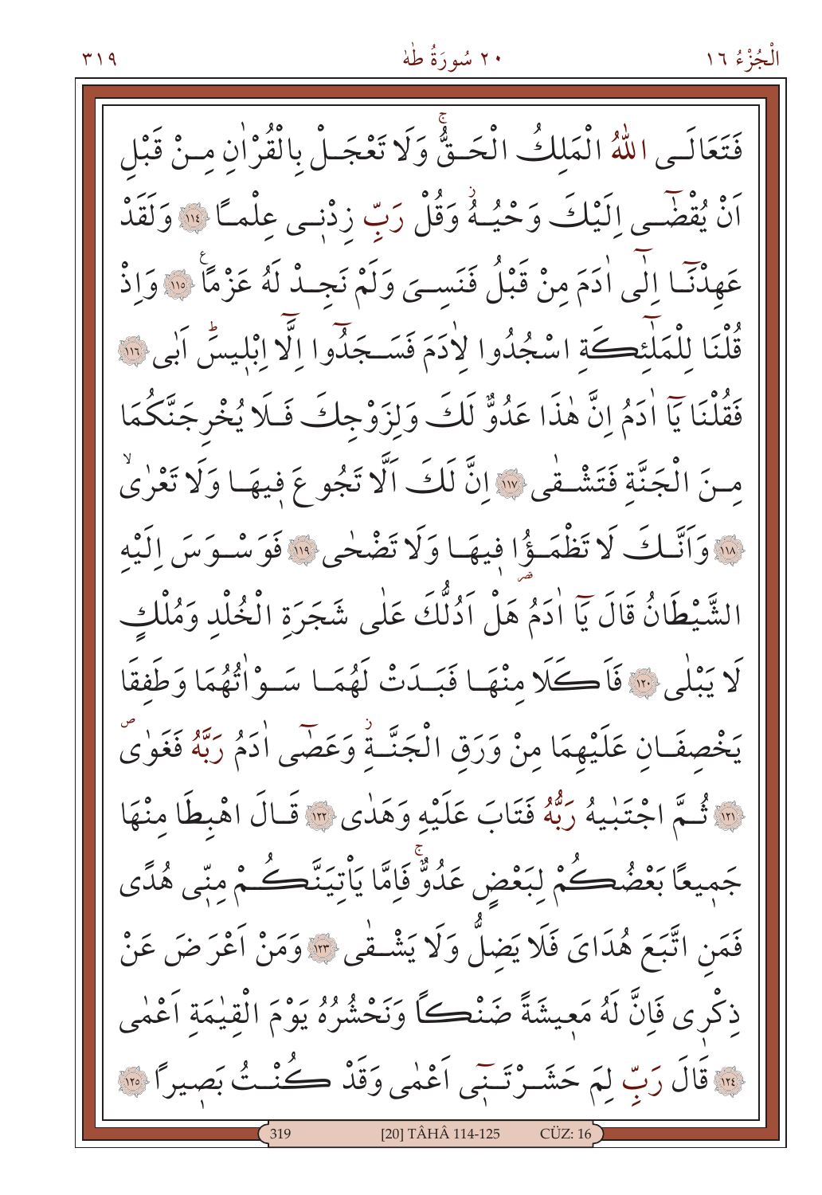فَتَعَالَى اللّٰهُ الْمَلِكُ الْحَقُّۚ وَلَا تَعْجَلْ بِالْقُرْاٰنِ مِنْ قَبْلِ اَنْ يُقْضٰٓى اِلَيْكَ وَحْيُهُۘ وَقُلْ رَبِّ زِدْنِي عِلْمًا ﴿١١٤﴾ وَلَقَدْ عَهِدْنَٓا اِلٰٓى اٰدَمَ مِنْ قَبْلُ فَنَسِيَ وَلَمْ نَجِدْ لَهُ عَزْمًا ﴿١١٥﴾ وَاِذْ قُلْنَا لِلْمَلٰٓئِكَةِ اسْجُدُوا لِاٰدَمَ فَسَجَدُٓوا اِلَّٓا اِبْلِيسَۜ اَبٰى ﴿١١٦﴾ فَقُلْنَا يَٓا اٰدَمُ اِنَّ هٰذَا عَدُوٌّ لَكَ وَلِزَوْجِكَ فَلَا يُخْرِجَنَّكُمَا مِنَ الْجَنَّةِ فَتَشْقٰى ﴿١١٧﴾ اِنَّ لَكَ اَلَّا تَجُوعَ فِيهَا وَلَا تَعْرٰىۙ ﴿١١٨﴾ وَاَنَّكَ لَا تَظْمَؤُا فِيهَا وَلَا تَضْحٰى ﴿١١٩﴾ فَوَسْوَسَ اِلَيْهِ الشَّيْطَانُ قَالَ يَٓا اٰدَمُ هَلْ اَدُلُّكَ عَلٰى شَجَرَةِ الْخُلْدِ وَمُلْكٍ لَا يَبْلٰى ﴿١٢٠﴾ فَاَكَلَا مِنْهَا فَبَدَتْ لَهُمَا سَوْاٰتُهُمَا وَطَفِقَا يَخْصِفَانِ عَلَيْهِمَا مِنْ وَرَقِ الْجَنَّةِۘ وَعَصٰٓى اٰدَمُ رَبَّهُ فَغَوٰىۖ ﴿١٢١﴾ ثُمَّ اجْتَبٰيهُ رَبُّهُ فَتَابَ عَلَيْهِ وَهَدٰى ﴿١٢٢﴾ قَالَ اهْبِطَا مِنْهَا جَمِيعًا بَعْضُكُمْ لِبَعْضٍ عَدُوٌّۚ فَاِمَّا يَأْتِيَنَّكُمْ مِنّ۪ي هُدًى فَمَنِ اتَّبَعَ هُدَايَ فَلَا يَضِلُّ وَلَا يَشْقٰى ﴿١٢٣﴾ وَمَنْ اَعْرَضَ عَنْ ذِكْر۪ي فَاِنَّ لَهُ مَع۪يشَةً ضَنْكًا وَنَحْشُرُهُ يَوْمَ الْقِيٰمَةِ اَعْمٰى ﴿١٢٤﴾ قَالَ رَبِّ لِمَ حَشَرْتَن۪ٓي اَعْمٰى وَقَدْ كُنْتُ بَص۪يرًا ﴿١٢٥﴾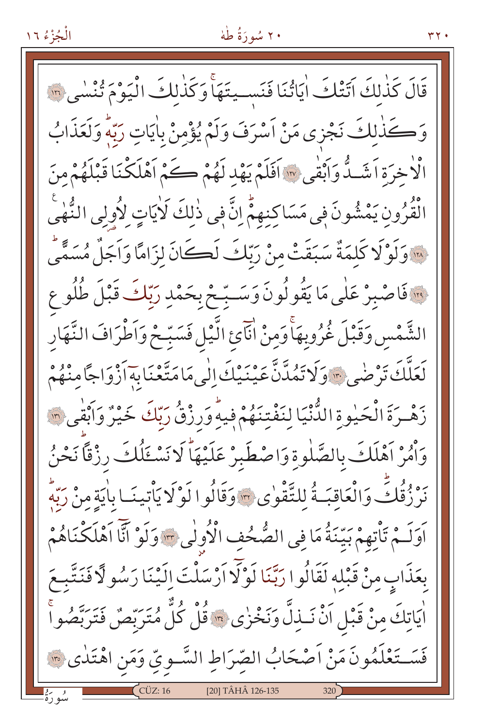قَالَ كَذٰلِكَ اَتَتْكَ اٰيَاتُنَا فَنَسِيتَهَاۚ وَكَذٰلِكَ الْيَوْمَ تُنْسٰى ﴿١٢٦﴾ وَكَذٰلِكَ نَجْزٖى مَنْ اَسْرَفَ وَلَمْ يُؤْمِنْ بِاٰيَاتِ رَبِّهٖؕ وَلَعَذَابُ الْاٰخِرَةِ اَشَدُّ وَاَبْقٰى ﴿١٢٧﴾ اَفَلَمْ يَهْدِ لَهُمْ كَمْ اَهْلَكْنَا قَبْلَهُمْ مِنَ الْقُرُونِ يَمْشُونَ فٖى مَسَاكِنِهِمْؕ اِنَّ فٖى ذٰلِكَ لَاٰيَاتٍ لِاُولِى النُّهٰى ﴿١٢٨﴾ وَلَوْلَا كَلِمَةٌ سَبَقَتْ مِنْ رَبِّكَ لَكَانَ لِزَامًا وَاَجَلٌ مُسَمًّىؕ ﴿١٢٩﴾ فَاصْبِرْ عَلٰى مَا يَقُولُونَ وَسَبِّحْ بِحَمْدِ رَبِّكَ قَبْلَ طُلُوعِ الشَّمْسِ وَقَبْلَ غُرُوبِهَاۚ وَمِنْ اٰنَٓاءِ الَّيْلِ فَسَبِّحْ وَاَطْرَافَ النَّهَارِ لَعَلَّكَ تَرْضٰى ﴿١٣٠﴾ وَلَا تَمُدَّنَّ عَيْنَيْكَ اِلٰى مَا مَتَّعْنَا بِهٖٓ اَزْوَاجًا مِنْهُمْ زَهْرَةَ الْحَيٰوةِ الدُّنْيَا لِنَفْتِنَهُمْ فٖيهِؕ وَرِزْقُ رَبِّكَ خَيْرٌ وَاَبْقٰى ﴿١٣١﴾ وَاْمُرْ اَهْلَكَ بِالصَّلٰوةِ وَاصْطَبِرْ عَلَيْهَاؕ لَا نَسْـَٔلُكَ رِزْقًاؕ نَحْنُ نَرْزُقُكَؕ وَالْعَاقِبَةُ لِلتَّقْوٰى ﴿١٣٢﴾ وَقَالُوا لَوْلَا يَاْتٖينَا بِاٰيَةٍ مِنْ رَبِّهٖؕ اَوَلَمْ تَاْتِهِمْ بَيِّنَةُ مَا فِى الصُّحُفِ الْاُولٰى ﴿١٣٣﴾ وَلَوْ اَنَّٓا اَهْلَكْنَاهُمْ بِعَذَابٍ مِنْ قَبْلِهٖ لَقَالُوا رَبَّنَا لَوْلَٓا اَرْسَلْتَ اِلَيْنَا رَسُولًا فَنَتَّبِعَ اٰيَاتِكَ مِنْ قَبْلِ اَنْ نَذِلَّ وَنَخْزٰى ﴿١٣٤﴾ قُلْ كُلٌّ مُتَرَبِّصٌ فَتَرَبَّصُواۚ فَسَتَعْلَمُونَ مَنْ اَصْحَابُ الصِّرَاطِ السَّوِيِّ وَمَنِ اهْتَدٰى ﴿١٣٥﴾